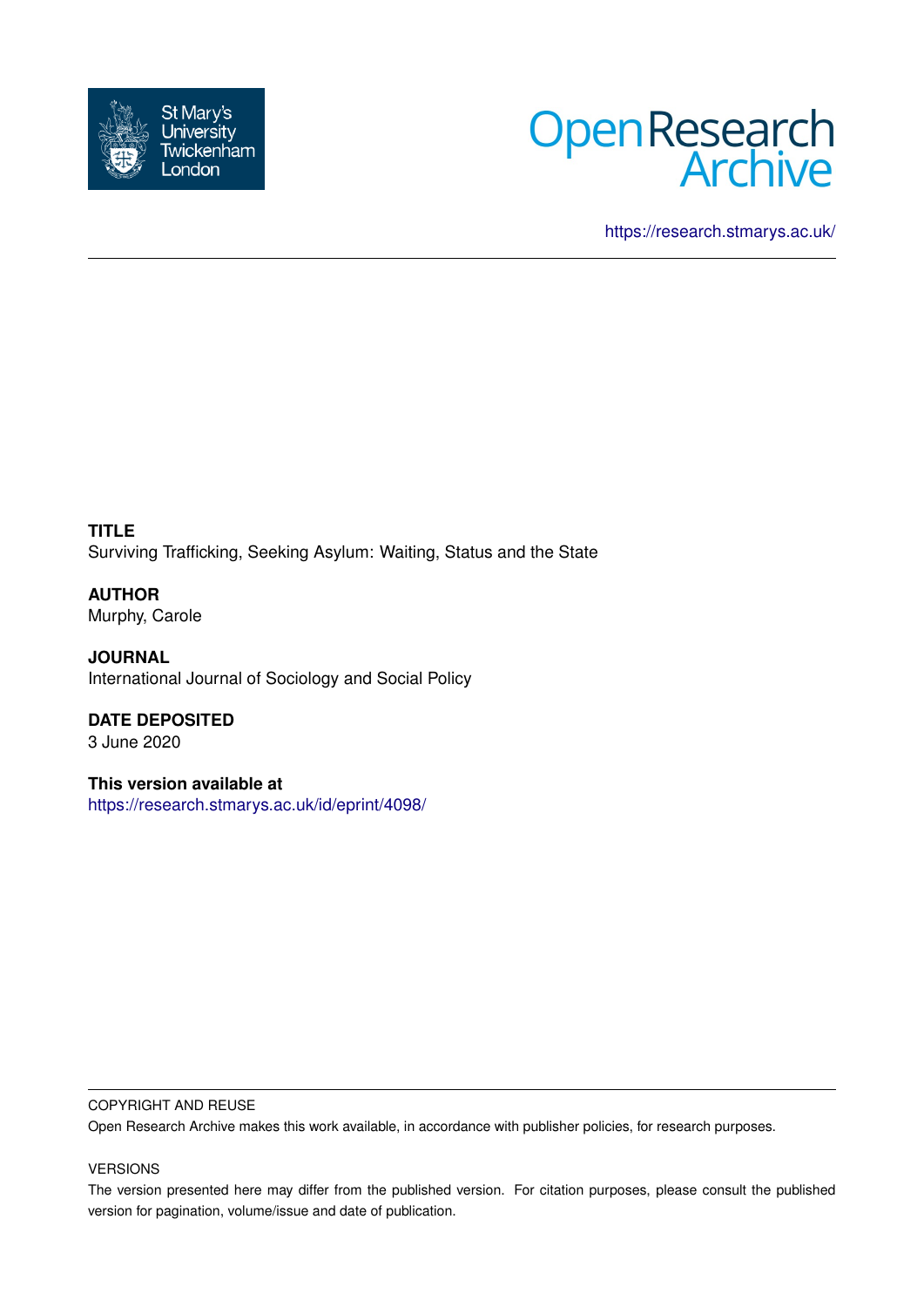St Mary's University Twickenham London

Open Research Archive

https://research.stmarys.ac.uk/

**TITLE**
Surviving Trafficking, Seeking Asylum: Waiting, Status and the State

**AUTHOR**
Murphy, Carole

**JOURNAL**
International Journal of Sociology and Social Policy

**DATE DEPOSITED**
3 June 2020

**This version available at**
https://research.stmarys.ac.uk/id/eprint/4098/

COPYRIGHT AND REUSE

Open Research Archive makes this work available, in accordance with publisher policies, for research purposes.

VERSIONS

The version presented here may differ from the published version. For citation purposes, please consult the published version for pagination, volume/issue and date of publication.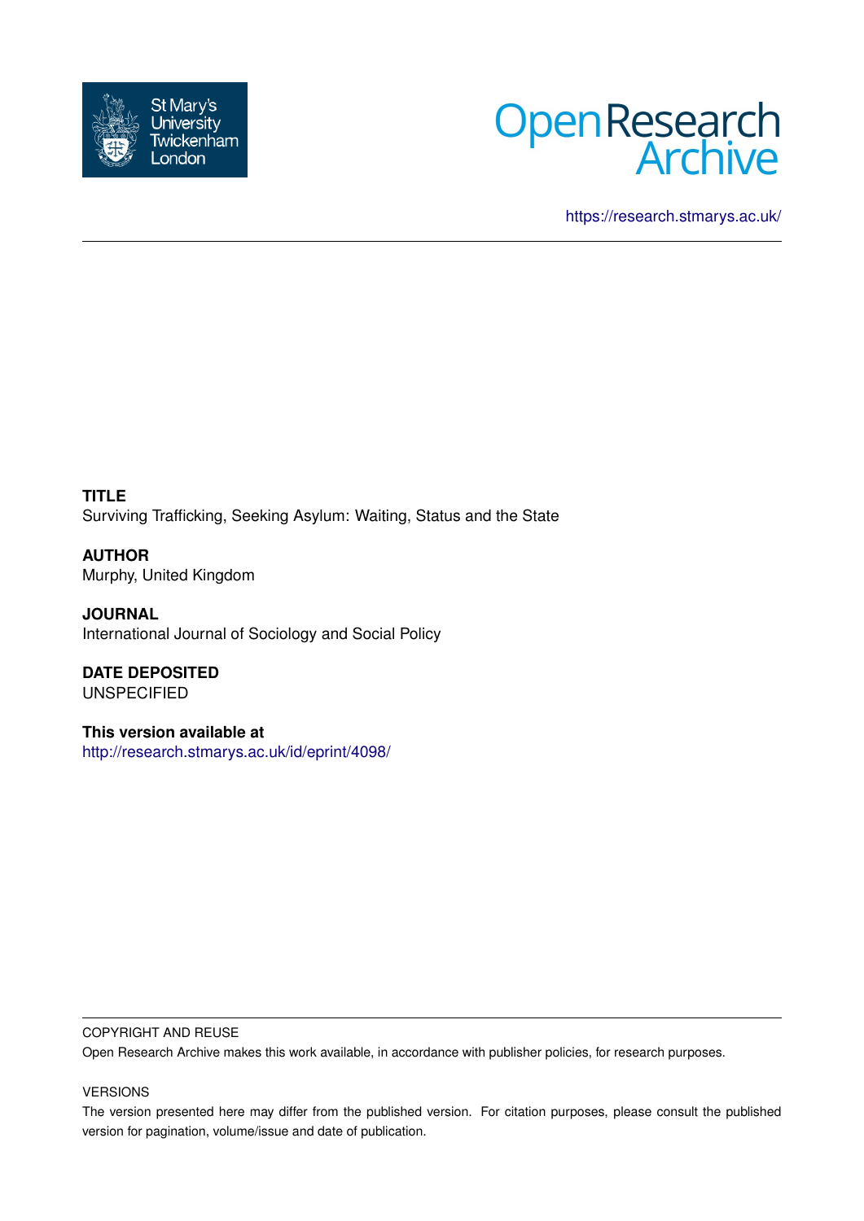https://research.stmarys.ac.uk/

**TITLE**
Surviving Trafficking, Seeking Asylum: Waiting, Status and the State

**AUTHOR**
Murphy, United Kingdom

**JOURNAL**
International Journal of Sociology and Social Policy

**DATE DEPOSITED**
UNSPECIFIED

**This version available at**
http://research.stmarys.ac.uk/id/eprint/4098/

COPYRIGHT AND REUSE

Open Research Archive makes this work available, in accordance with publisher policies, for research purposes.

VERSIONS

The version presented here may differ from the published version. For citation purposes, please consult the published version for pagination, volume/issue and date of publication.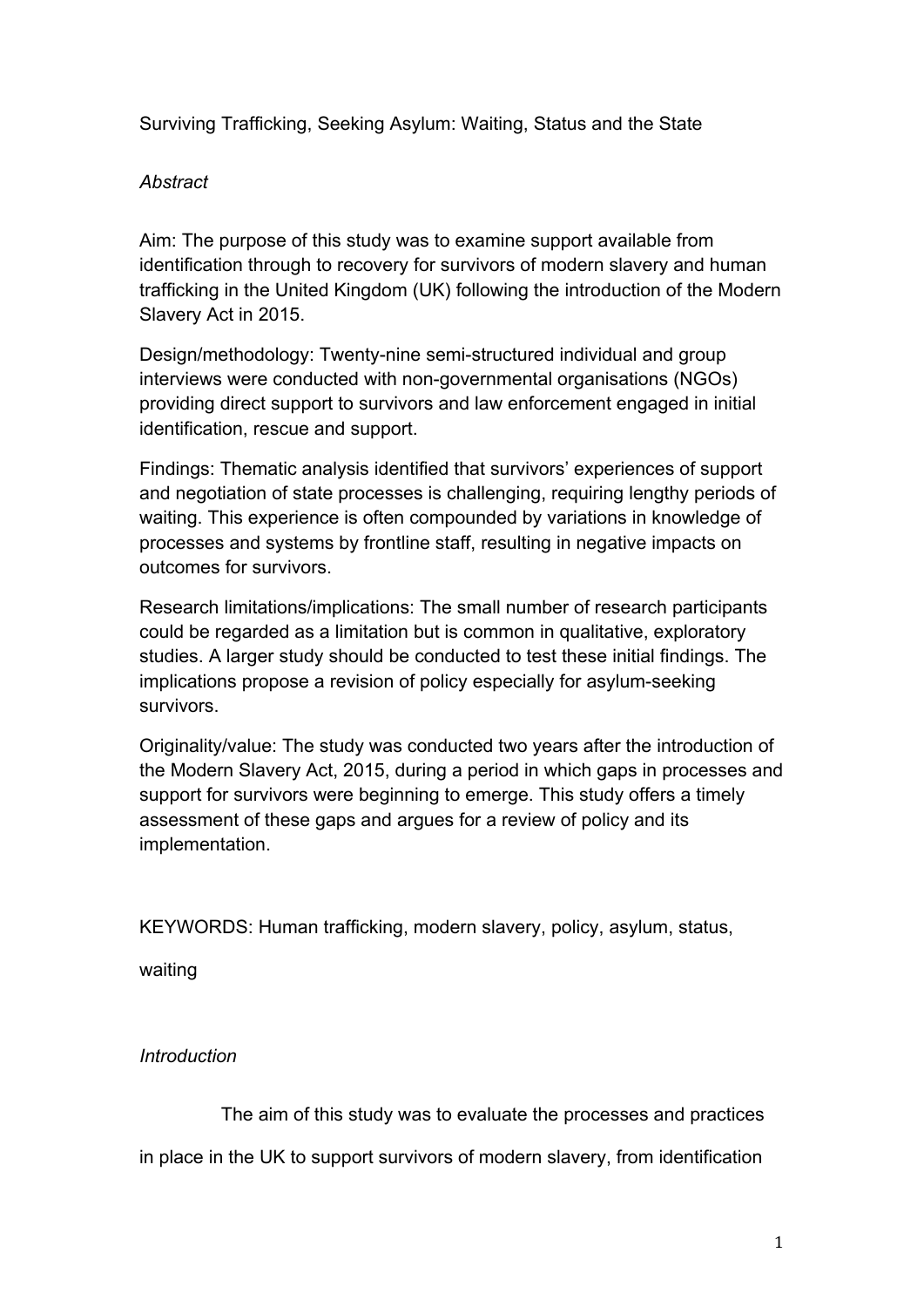Surviving Trafficking, Seeking Asylum: Waiting, Status and the State

*Abstract*

Aim: The purpose of this study was to examine support available from identification through to recovery for survivors of modern slavery and human trafficking in the United Kingdom (UK) following the introduction of the Modern Slavery Act in 2015.

Design/methodology: Twenty-nine semi-structured individual and group interviews were conducted with non-governmental organisations (NGOs) providing direct support to survivors and law enforcement engaged in initial identification, rescue and support.

Findings: Thematic analysis identified that survivors' experiences of support and negotiation of state processes is challenging, requiring lengthy periods of waiting. This experience is often compounded by variations in knowledge of processes and systems by frontline staff, resulting in negative impacts on outcomes for survivors.

Research limitations/implications: The small number of research participants could be regarded as a limitation but is common in qualitative, exploratory studies. A larger study should be conducted to test these initial findings. The implications propose a revision of policy especially for asylum-seeking survivors.

Originality/value: The study was conducted two years after the introduction of the Modern Slavery Act, 2015, during a period in which gaps in processes and support for survivors were beginning to emerge. This study offers a timely assessment of these gaps and argues for a review of policy and its implementation.

KEYWORDS: Human trafficking, modern slavery, policy, asylum, status, waiting

*Introduction*

The aim of this study was to evaluate the processes and practices in place in the UK to support survivors of modern slavery, from identification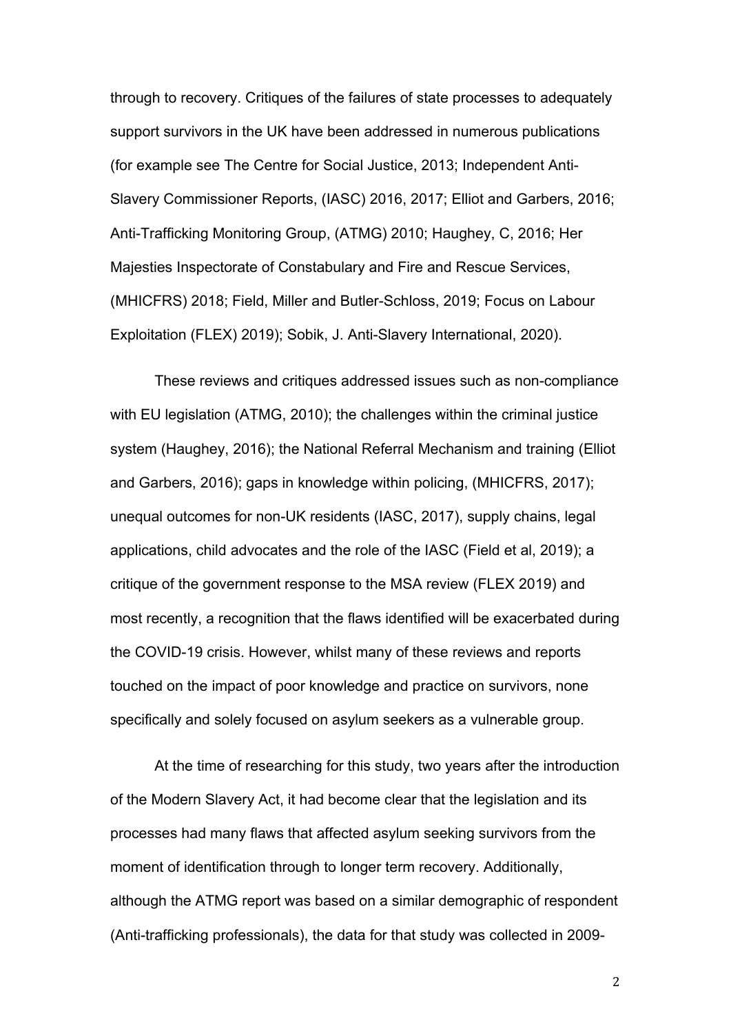through to recovery. Critiques of the failures of state processes to adequately support survivors in the UK have been addressed in numerous publications (for example see The Centre for Social Justice, 2013; Independent Anti-Slavery Commissioner Reports, (IASC) 2016, 2017; Elliot and Garbers, 2016; Anti-Trafficking Monitoring Group, (ATMG) 2010; Haughey, C, 2016; Her Majesties Inspectorate of Constabulary and Fire and Rescue Services, (MHICFRS) 2018; Field, Miller and Butler-Schloss, 2019; Focus on Labour Exploitation (FLEX) 2019); Sobik, J. Anti-Slavery International, 2020).

These reviews and critiques addressed issues such as non-compliance with EU legislation (ATMG, 2010); the challenges within the criminal justice system (Haughey, 2016); the National Referral Mechanism and training (Elliot and Garbers, 2016); gaps in knowledge within policing, (MHICFRS, 2017); unequal outcomes for non-UK residents (IASC, 2017), supply chains, legal applications, child advocates and the role of the IASC (Field et al, 2019); a critique of the government response to the MSA review (FLEX 2019) and most recently, a recognition that the flaws identified will be exacerbated during the COVID-19 crisis. However, whilst many of these reviews and reports touched on the impact of poor knowledge and practice on survivors, none specifically and solely focused on asylum seekers as a vulnerable group.

At the time of researching for this study, two years after the introduction of the Modern Slavery Act, it had become clear that the legislation and its processes had many flaws that affected asylum seeking survivors from the moment of identification through to longer term recovery. Additionally, although the ATMG report was based on a similar demographic of respondent (Anti-trafficking professionals), the data for that study was collected in 2009-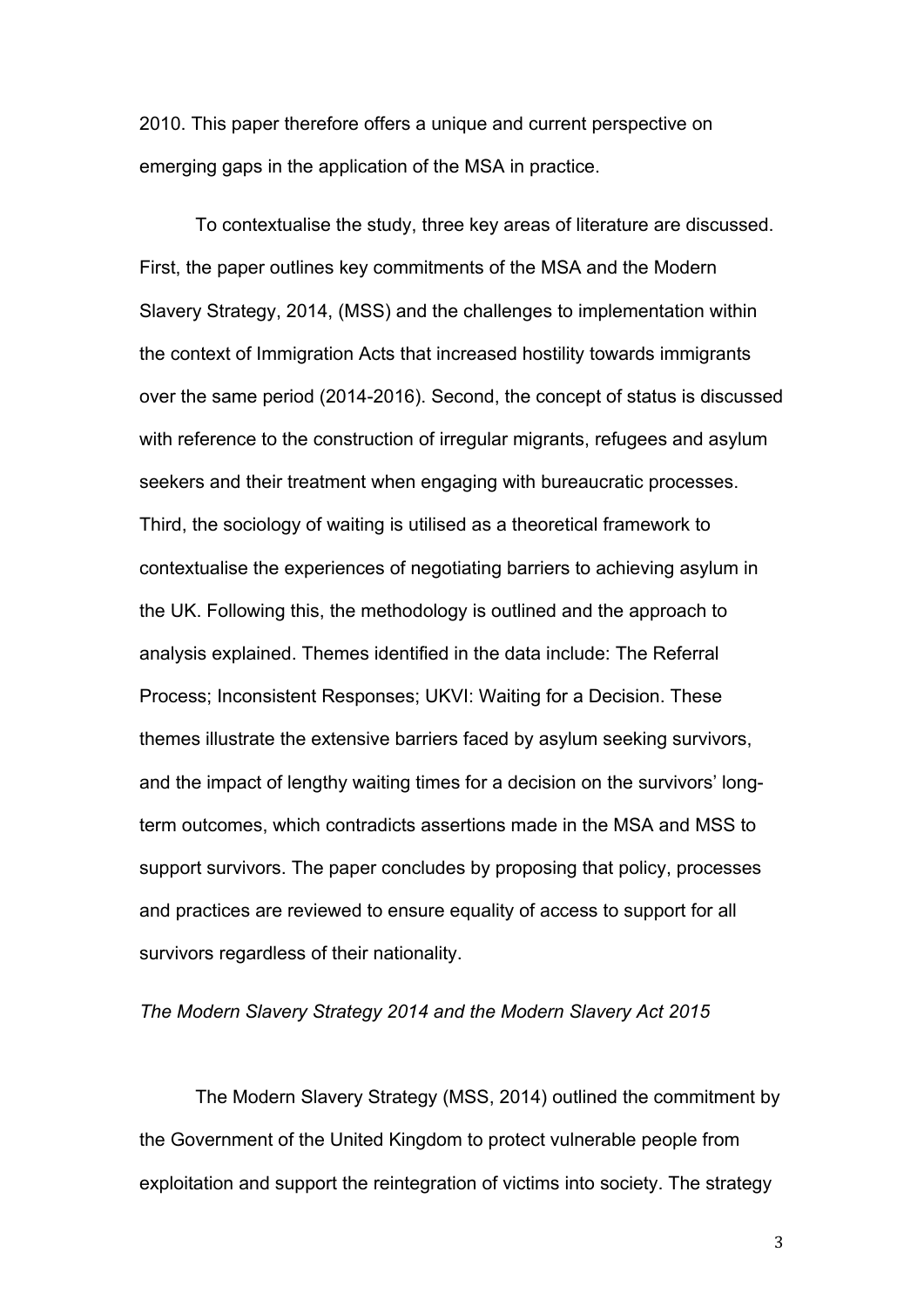2010. This paper therefore offers a unique and current perspective on emerging gaps in the application of the MSA in practice.

To contextualise the study, three key areas of literature are discussed. First, the paper outlines key commitments of the MSA and the Modern Slavery Strategy, 2014, (MSS) and the challenges to implementation within the context of Immigration Acts that increased hostility towards immigrants over the same period (2014-2016). Second, the concept of status is discussed with reference to the construction of irregular migrants, refugees and asylum seekers and their treatment when engaging with bureaucratic processes. Third, the sociology of waiting is utilised as a theoretical framework to contextualise the experiences of negotiating barriers to achieving asylum in the UK. Following this, the methodology is outlined and the approach to analysis explained. Themes identified in the data include: The Referral Process; Inconsistent Responses; UKVI: Waiting for a Decision. These themes illustrate the extensive barriers faced by asylum seeking survivors, and the impact of lengthy waiting times for a decision on the survivors' long-term outcomes, which contradicts assertions made in the MSA and MSS to support survivors. The paper concludes by proposing that policy, processes and practices are reviewed to ensure equality of access to support for all survivors regardless of their nationality.

*The Modern Slavery Strategy 2014 and the Modern Slavery Act 2015*

The Modern Slavery Strategy (MSS, 2014) outlined the commitment by the Government of the United Kingdom to protect vulnerable people from exploitation and support the reintegration of victims into society. The strategy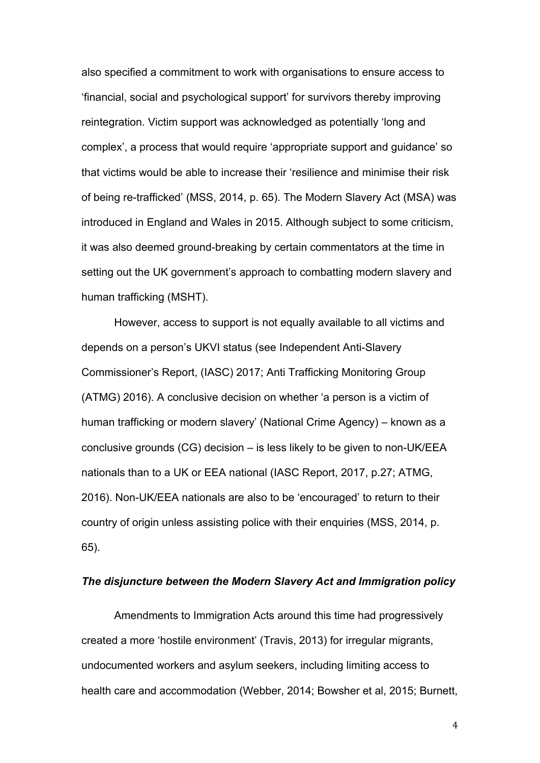also specified a commitment to work with organisations to ensure access to 'financial, social and psychological support' for survivors thereby improving reintegration. Victim support was acknowledged as potentially 'long and complex', a process that would require 'appropriate support and guidance' so that victims would be able to increase their 'resilience and minimise their risk of being re-trafficked' (MSS, 2014, p. 65). The Modern Slavery Act (MSA) was introduced in England and Wales in 2015. Although subject to some criticism, it was also deemed ground-breaking by certain commentators at the time in setting out the UK government's approach to combatting modern slavery and human trafficking (MSHT).

However, access to support is not equally available to all victims and depends on a person's UKVI status (see Independent Anti-Slavery Commissioner's Report, (IASC) 2017; Anti Trafficking Monitoring Group (ATMG) 2016). A conclusive decision on whether 'a person is a victim of human trafficking or modern slavery' (National Crime Agency) – known as a conclusive grounds (CG) decision – is less likely to be given to non-UK/EEA nationals than to a UK or EEA national (IASC Report, 2017, p.27; ATMG, 2016). Non-UK/EEA nationals are also to be 'encouraged' to return to their country of origin unless assisting police with their enquiries (MSS, 2014, p. 65).

### *The disjuncture between the Modern Slavery Act and Immigration policy*

Amendments to Immigration Acts around this time had progressively created a more 'hostile environment' (Travis, 2013) for irregular migrants, undocumented workers and asylum seekers, including limiting access to health care and accommodation (Webber, 2014; Bowsher et al, 2015; Burnett,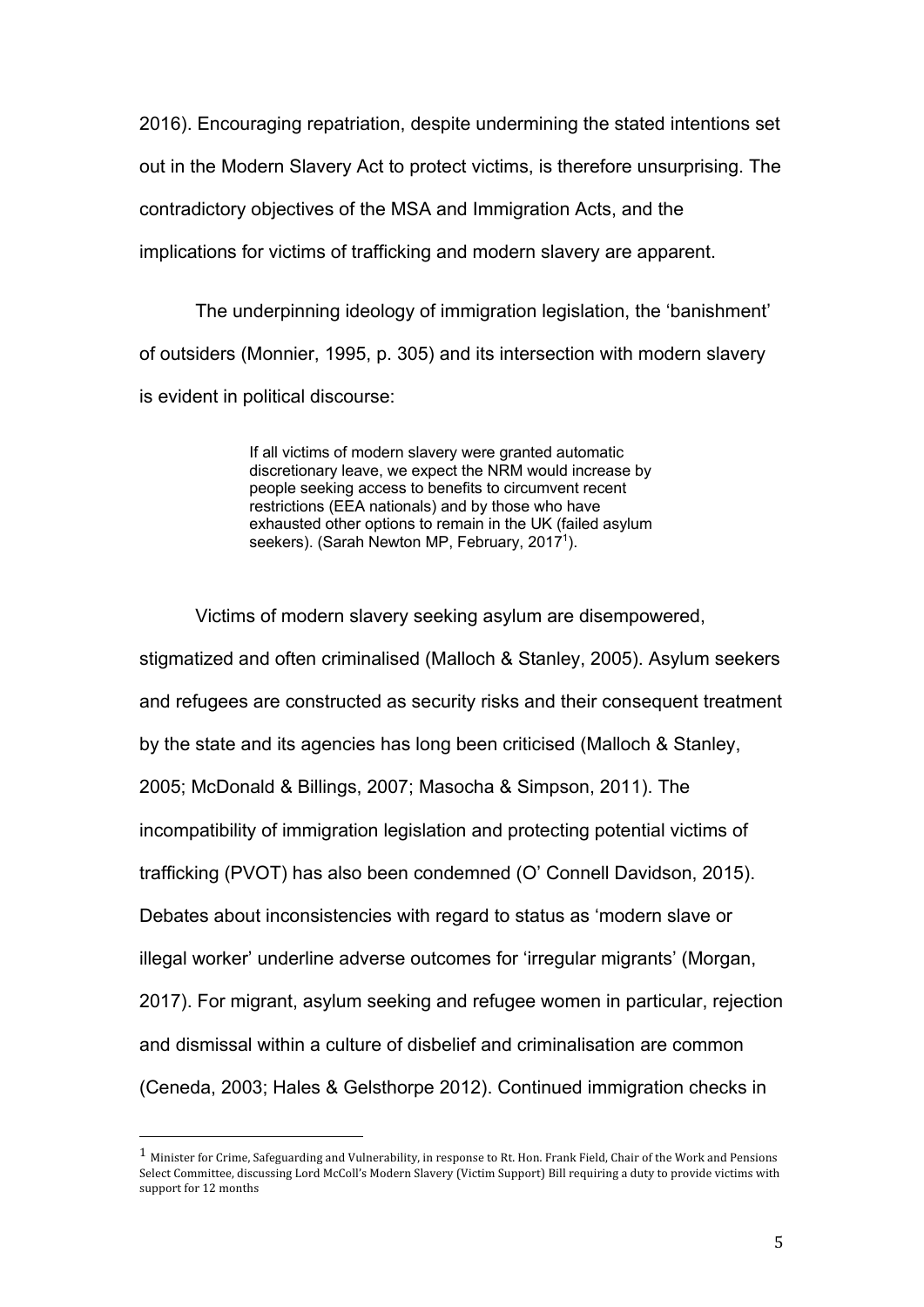2016). Encouraging repatriation, despite undermining the stated intentions set out in the Modern Slavery Act to protect victims, is therefore unsurprising. The contradictory objectives of the MSA and Immigration Acts, and the implications for victims of trafficking and modern slavery are apparent.

The underpinning ideology of immigration legislation, the 'banishment' of outsiders (Monnier, 1995, p. 305) and its intersection with modern slavery is evident in political discourse:

> If all victims of modern slavery were granted automatic discretionary leave, we expect the NRM would increase by people seeking access to benefits to circumvent recent restrictions (EEA nationals) and by those who have exhausted other options to remain in the UK (failed asylum seekers). (Sarah Newton MP, February, 2017[1]).

Victims of modern slavery seeking asylum are disempowered, stigmatized and often criminalised (Malloch & Stanley, 2005). Asylum seekers and refugees are constructed as security risks and their consequent treatment by the state and its agencies has long been criticised (Malloch & Stanley, 2005; McDonald & Billings, 2007; Masocha & Simpson, 2011). The incompatibility of immigration legislation and protecting potential victims of trafficking (PVOT) has also been condemned (O' Connell Davidson, 2015). Debates about inconsistencies with regard to status as 'modern slave or illegal worker' underline adverse outcomes for 'irregular migrants' (Morgan, 2017). For migrant, asylum seeking and refugee women in particular, rejection and dismissal within a culture of disbelief and criminalisation are common (Ceneda, 2003; Hales & Gelsthorpe 2012). Continued immigration checks in

[1] Minister for Crime, Safeguarding and Vulnerability, in response to Rt. Hon. Frank Field, Chair of the Work and Pensions Select Committee, discussing Lord McColl's Modern Slavery (Victim Support) Bill requiring a duty to provide victims with support for 12 months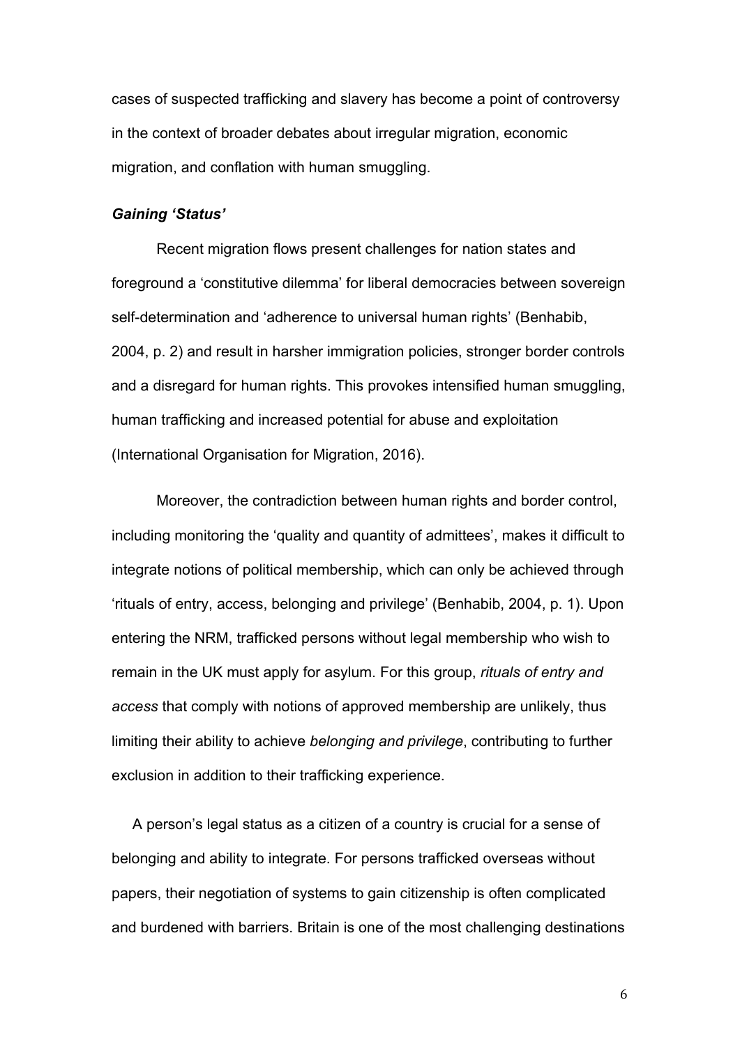cases of suspected trafficking and slavery has become a point of controversy in the context of broader debates about irregular migration, economic migration, and conflation with human smuggling.

### *Gaining 'Status'*

Recent migration flows present challenges for nation states and foreground a 'constitutive dilemma' for liberal democracies between sovereign self-determination and 'adherence to universal human rights' (Benhabib, 2004, p. 2) and result in harsher immigration policies, stronger border controls and a disregard for human rights. This provokes intensified human smuggling, human trafficking and increased potential for abuse and exploitation (International Organisation for Migration, 2016).

Moreover, the contradiction between human rights and border control, including monitoring the 'quality and quantity of admittees', makes it difficult to integrate notions of political membership, which can only be achieved through 'rituals of entry, access, belonging and privilege' (Benhabib, 2004, p. 1). Upon entering the NRM, trafficked persons without legal membership who wish to remain in the UK must apply for asylum. For this group, *rituals of entry and access* that comply with notions of approved membership are unlikely, thus limiting their ability to achieve *belonging and privilege*, contributing to further exclusion in addition to their trafficking experience.

A person's legal status as a citizen of a country is crucial for a sense of belonging and ability to integrate. For persons trafficked overseas without papers, their negotiation of systems to gain citizenship is often complicated and burdened with barriers. Britain is one of the most challenging destinations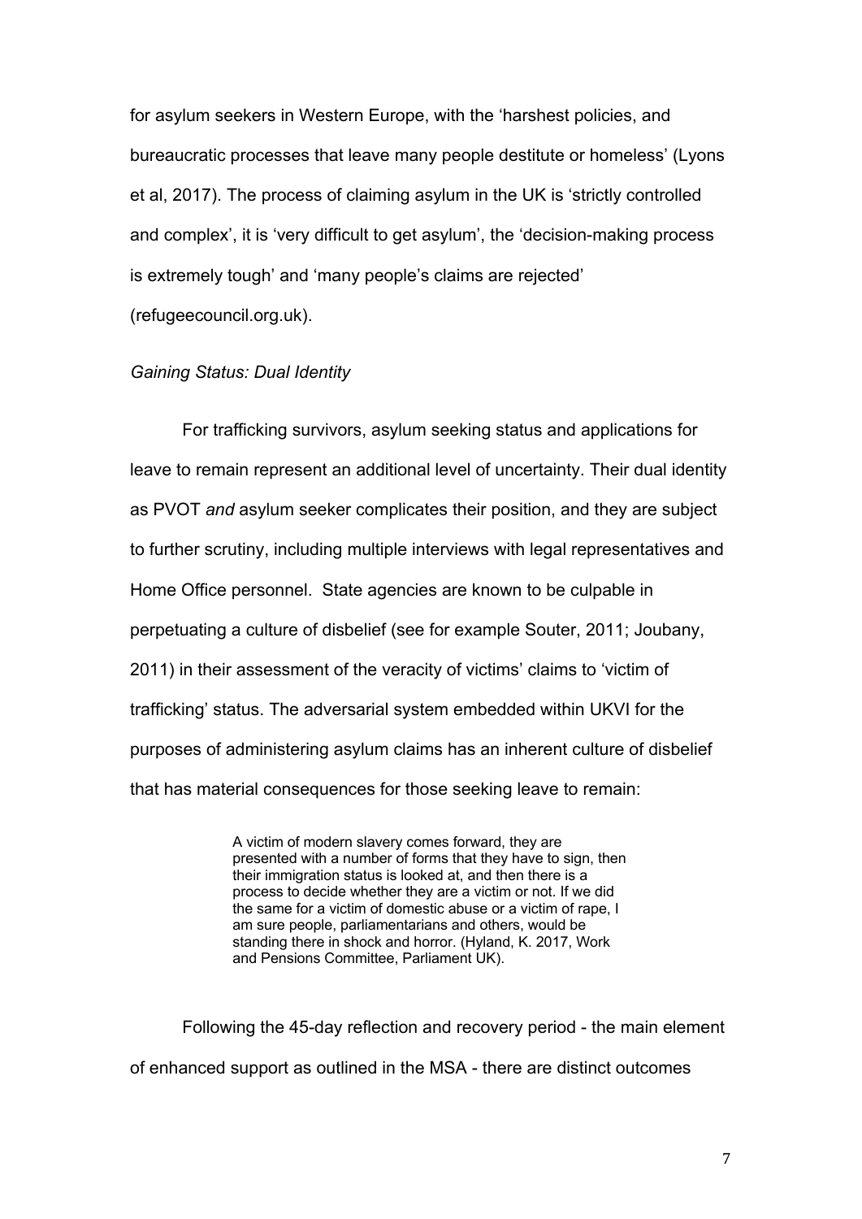for asylum seekers in Western Europe, with the 'harshest policies, and bureaucratic processes that leave many people destitute or homeless' (Lyons et al, 2017). The process of claiming asylum in the UK is 'strictly controlled and complex', it is 'very difficult to get asylum', the 'decision-making process is extremely tough' and 'many people's claims are rejected' (refugeecouncil.org.uk).

*Gaining Status: Dual Identity*

For trafficking survivors, asylum seeking status and applications for leave to remain represent an additional level of uncertainty. Their dual identity as PVOT *and* asylum seeker complicates their position, and they are subject to further scrutiny, including multiple interviews with legal representatives and Home Office personnel. State agencies are known to be culpable in perpetuating a culture of disbelief (see for example Souter, 2011; Joubany, 2011) in their assessment of the veracity of victims' claims to 'victim of trafficking' status. The adversarial system embedded within UKVI for the purposes of administering asylum claims has an inherent culture of disbelief that has material consequences for those seeking leave to remain:

> A victim of modern slavery comes forward, they are presented with a number of forms that they have to sign, then their immigration status is looked at, and then there is a process to decide whether they are a victim or not. If we did the same for a victim of domestic abuse or a victim of rape, I am sure people, parliamentarians and others, would be standing there in shock and horror. (Hyland, K. 2017, Work and Pensions Committee, Parliament UK).

Following the 45-day reflection and recovery period - the main element of enhanced support as outlined in the MSA - there are distinct outcomes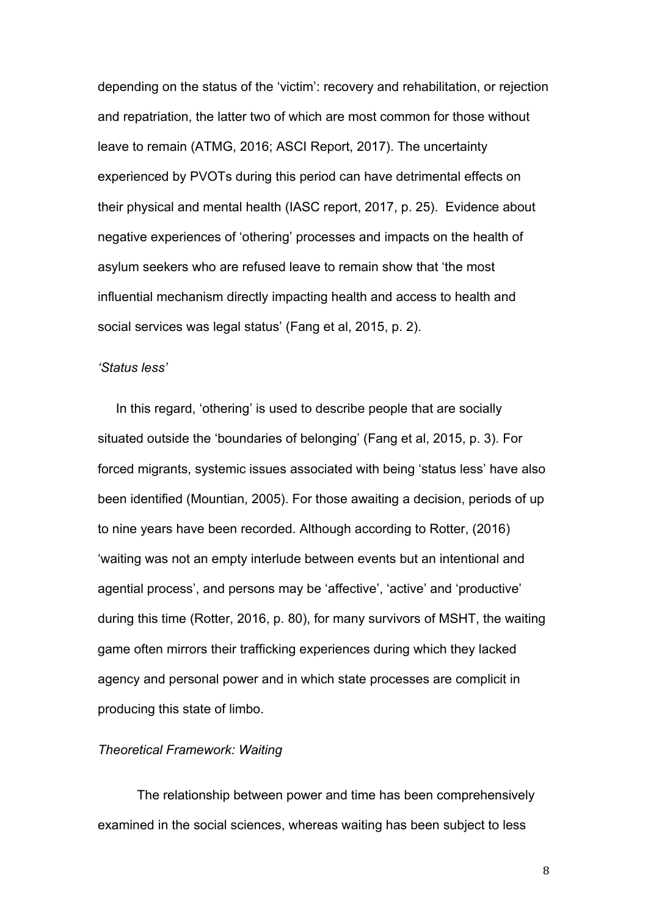depending on the status of the 'victim': recovery and rehabilitation, or rejection and repatriation, the latter two of which are most common for those without leave to remain (ATMG, 2016; ASCI Report, 2017). The uncertainty experienced by PVOTs during this period can have detrimental effects on their physical and mental health (IASC report, 2017, p. 25). Evidence about negative experiences of 'othering' processes and impacts on the health of asylum seekers who are refused leave to remain show that 'the most influential mechanism directly impacting health and access to health and social services was legal status' (Fang et al, 2015, p. 2).

*'Status less'*

In this regard, 'othering' is used to describe people that are socially situated outside the 'boundaries of belonging' (Fang et al, 2015, p. 3). For forced migrants, systemic issues associated with being 'status less' have also been identified (Mountian, 2005). For those awaiting a decision, periods of up to nine years have been recorded. Although according to Rotter, (2016) 'waiting was not an empty interlude between events but an intentional and agential process', and persons may be 'affective', 'active' and 'productive' during this time (Rotter, 2016, p. 80), for many survivors of MSHT, the waiting game often mirrors their trafficking experiences during which they lacked agency and personal power and in which state processes are complicit in producing this state of limbo.

*Theoretical Framework: Waiting*

The relationship between power and time has been comprehensively examined in the social sciences, whereas waiting has been subject to less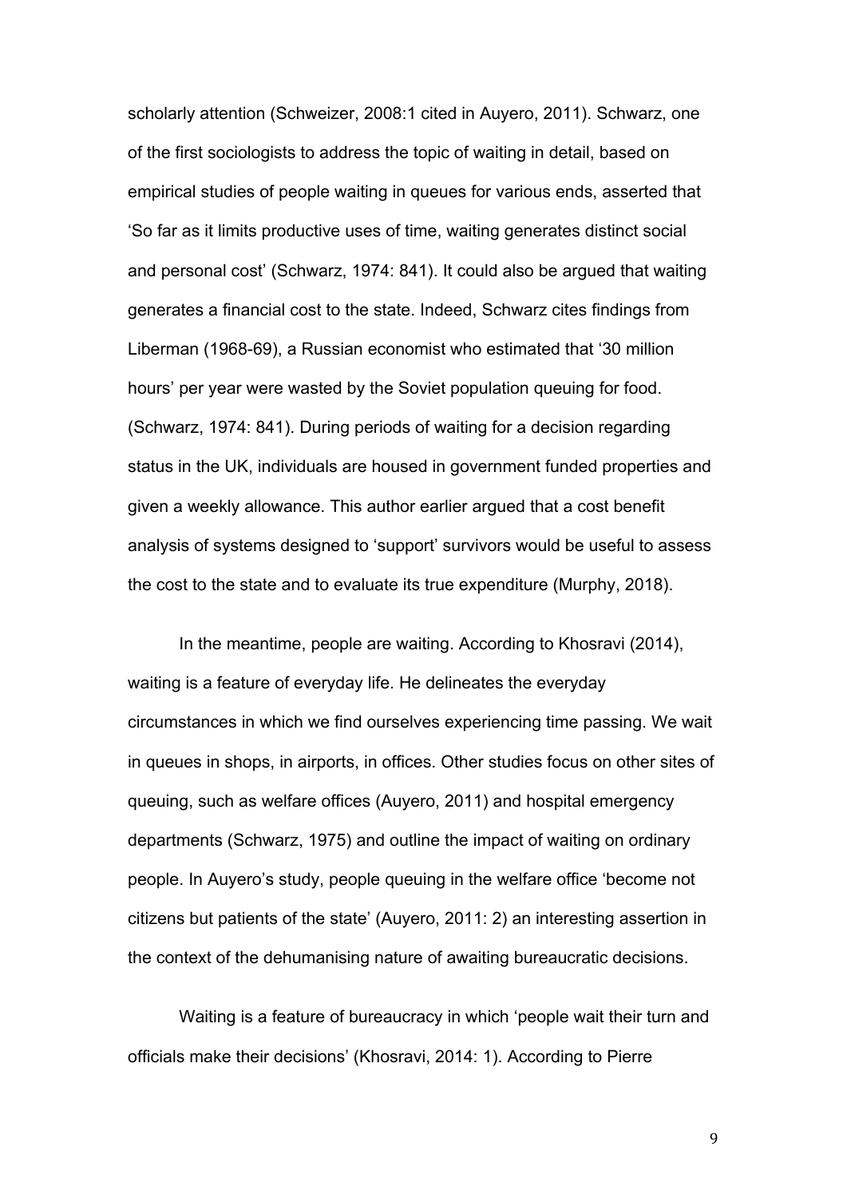scholarly attention (Schweizer, 2008:1 cited in Auyero, 2011). Schwarz, one of the first sociologists to address the topic of waiting in detail, based on empirical studies of people waiting in queues for various ends, asserted that 'So far as it limits productive uses of time, waiting generates distinct social and personal cost' (Schwarz, 1974: 841). It could also be argued that waiting generates a financial cost to the state. Indeed, Schwarz cites findings from Liberman (1968-69), a Russian economist who estimated that '30 million hours' per year were wasted by the Soviet population queuing for food. (Schwarz, 1974: 841). During periods of waiting for a decision regarding status in the UK, individuals are housed in government funded properties and given a weekly allowance. This author earlier argued that a cost benefit analysis of systems designed to 'support' survivors would be useful to assess the cost to the state and to evaluate its true expenditure (Murphy, 2018).

In the meantime, people are waiting. According to Khosravi (2014), waiting is a feature of everyday life. He delineates the everyday circumstances in which we find ourselves experiencing time passing. We wait in queues in shops, in airports, in offices. Other studies focus on other sites of queuing, such as welfare offices (Auyero, 2011) and hospital emergency departments (Schwarz, 1975) and outline the impact of waiting on ordinary people. In Auyero's study, people queuing in the welfare office 'become not citizens but patients of the state' (Auyero, 2011: 2) an interesting assertion in the context of the dehumanising nature of awaiting bureaucratic decisions.

Waiting is a feature of bureaucracy in which 'people wait their turn and officials make their decisions' (Khosravi, 2014: 1). According to Pierre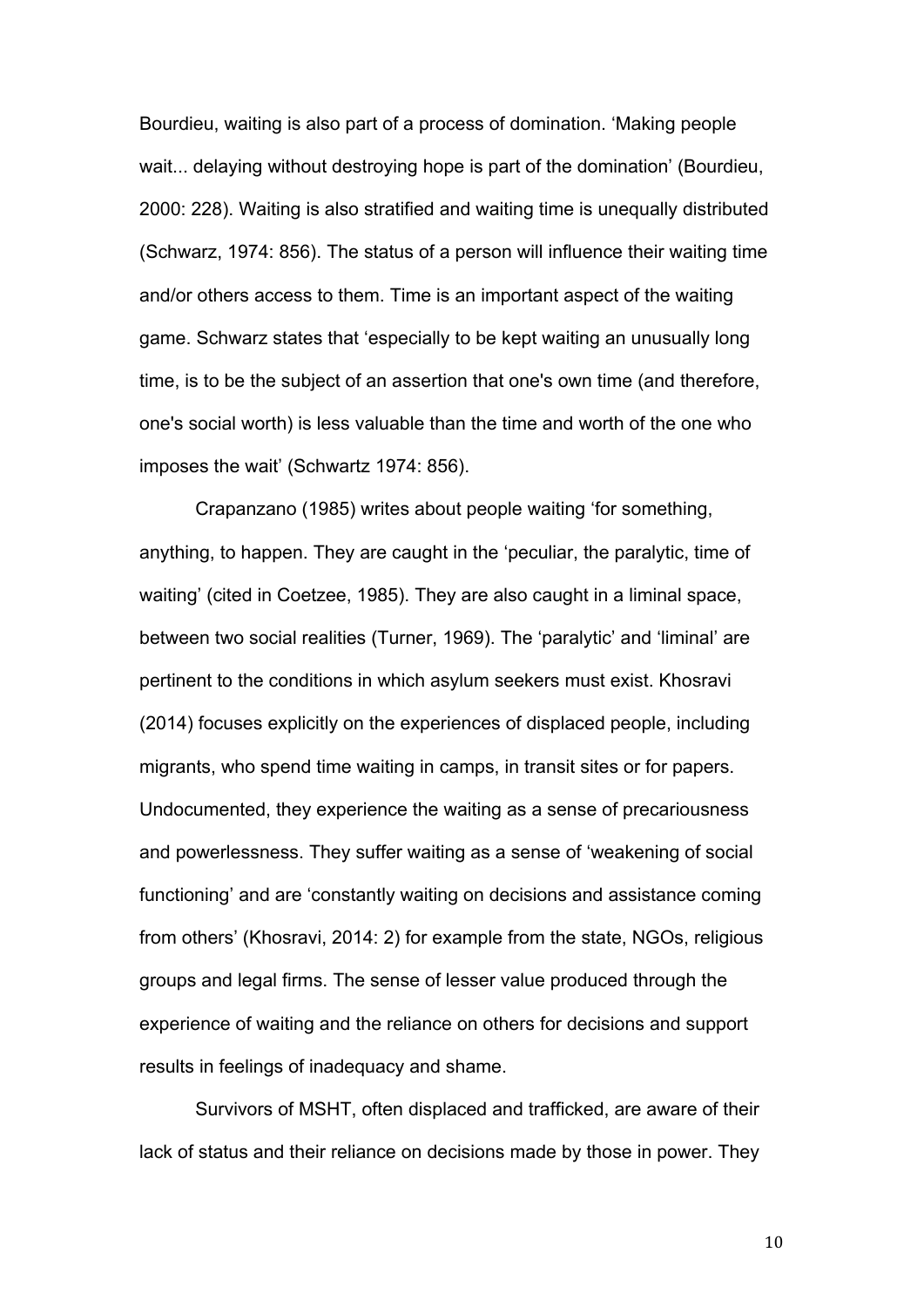Bourdieu, waiting is also part of a process of domination. 'Making people wait... delaying without destroying hope is part of the domination' (Bourdieu, 2000: 228). Waiting is also stratified and waiting time is unequally distributed (Schwarz, 1974: 856). The status of a person will influence their waiting time and/or others access to them. Time is an important aspect of the waiting game. Schwarz states that 'especially to be kept waiting an unusually long time, is to be the subject of an assertion that one's own time (and therefore, one's social worth) is less valuable than the time and worth of the one who imposes the wait' (Schwartz 1974: 856).

Crapanzano (1985) writes about people waiting 'for something, anything, to happen. They are caught in the 'peculiar, the paralytic, time of waiting' (cited in Coetzee, 1985). They are also caught in a liminal space, between two social realities (Turner, 1969). The 'paralytic' and 'liminal' are pertinent to the conditions in which asylum seekers must exist. Khosravi (2014) focuses explicitly on the experiences of displaced people, including migrants, who spend time waiting in camps, in transit sites or for papers. Undocumented, they experience the waiting as a sense of precariousness and powerlessness. They suffer waiting as a sense of 'weakening of social functioning' and are 'constantly waiting on decisions and assistance coming from others' (Khosravi, 2014: 2) for example from the state, NGOs, religious groups and legal firms. The sense of lesser value produced through the experience of waiting and the reliance on others for decisions and support results in feelings of inadequacy and shame.

Survivors of MSHT, often displaced and trafficked, are aware of their lack of status and their reliance on decisions made by those in power. They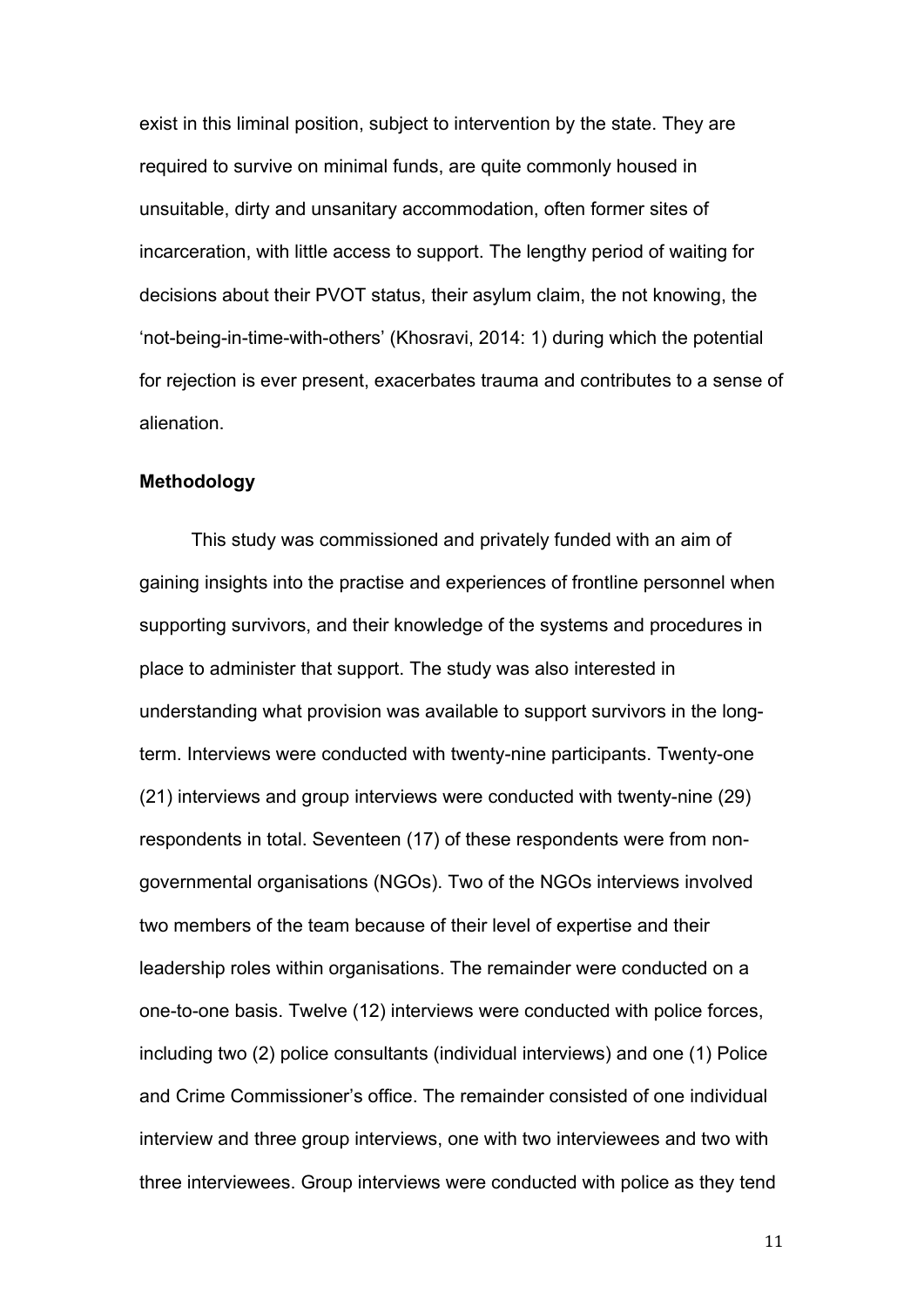exist in this liminal position, subject to intervention by the state. They are required to survive on minimal funds, are quite commonly housed in unsuitable, dirty and unsanitary accommodation, often former sites of incarceration, with little access to support. The lengthy period of waiting for decisions about their PVOT status, their asylum claim, the not knowing, the 'not-being-in-time-with-others' (Khosravi, 2014: 1) during which the potential for rejection is ever present, exacerbates trauma and contributes to a sense of alienation.

**Methodology**

This study was commissioned and privately funded with an aim of gaining insights into the practise and experiences of frontline personnel when supporting survivors, and their knowledge of the systems and procedures in place to administer that support. The study was also interested in understanding what provision was available to support survivors in the long-term. Interviews were conducted with twenty-nine participants. Twenty-one (21) interviews and group interviews were conducted with twenty-nine (29) respondents in total. Seventeen (17) of these respondents were from non-governmental organisations (NGOs). Two of the NGOs interviews involved two members of the team because of their level of expertise and their leadership roles within organisations. The remainder were conducted on a one-to-one basis. Twelve (12) interviews were conducted with police forces, including two (2) police consultants (individual interviews) and one (1) Police and Crime Commissioner's office. The remainder consisted of one individual interview and three group interviews, one with two interviewees and two with three interviewees. Group interviews were conducted with police as they tend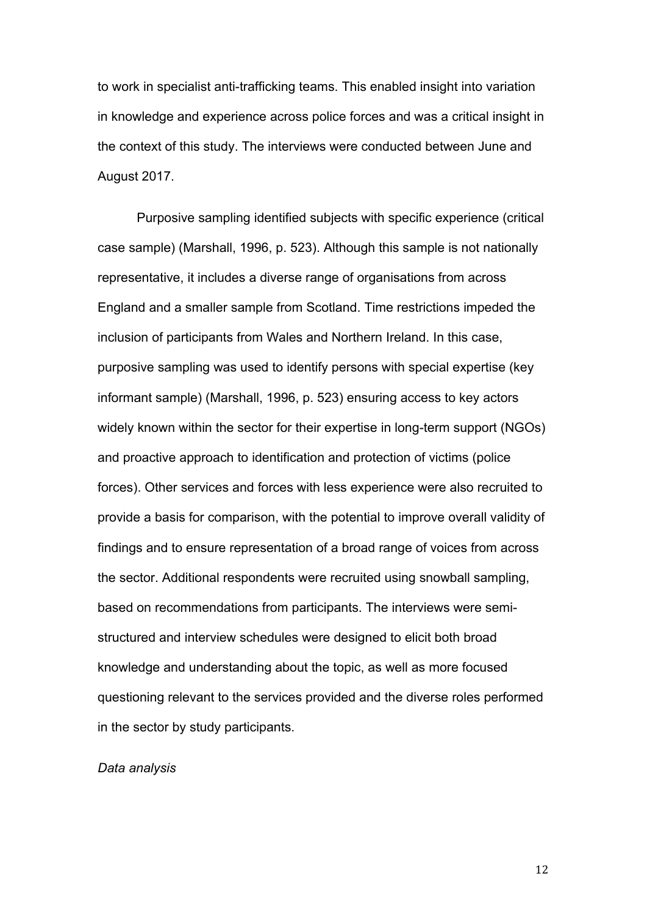to work in specialist anti-trafficking teams. This enabled insight into variation in knowledge and experience across police forces and was a critical insight in the context of this study. The interviews were conducted between June and August 2017.

Purposive sampling identified subjects with specific experience (critical case sample) (Marshall, 1996, p. 523). Although this sample is not nationally representative, it includes a diverse range of organisations from across England and a smaller sample from Scotland. Time restrictions impeded the inclusion of participants from Wales and Northern Ireland. In this case, purposive sampling was used to identify persons with special expertise (key informant sample) (Marshall, 1996, p. 523) ensuring access to key actors widely known within the sector for their expertise in long-term support (NGOs) and proactive approach to identification and protection of victims (police forces). Other services and forces with less experience were also recruited to provide a basis for comparison, with the potential to improve overall validity of findings and to ensure representation of a broad range of voices from across the sector. Additional respondents were recruited using snowball sampling, based on recommendations from participants. The interviews were semi-structured and interview schedules were designed to elicit both broad knowledge and understanding about the topic, as well as more focused questioning relevant to the services provided and the diverse roles performed in the sector by study participants.

*Data analysis*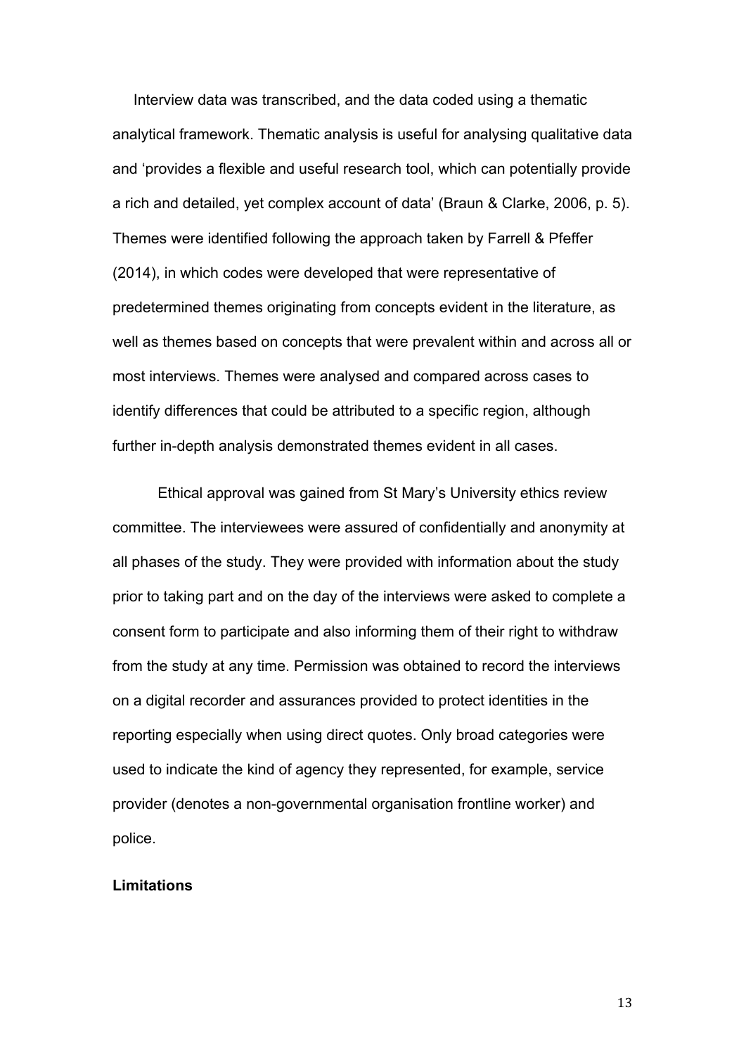Interview data was transcribed, and the data coded using a thematic analytical framework. Thematic analysis is useful for analysing qualitative data and 'provides a flexible and useful research tool, which can potentially provide a rich and detailed, yet complex account of data' (Braun & Clarke, 2006, p. 5). Themes were identified following the approach taken by Farrell & Pfeffer (2014), in which codes were developed that were representative of predetermined themes originating from concepts evident in the literature, as well as themes based on concepts that were prevalent within and across all or most interviews. Themes were analysed and compared across cases to identify differences that could be attributed to a specific region, although further in-depth analysis demonstrated themes evident in all cases.

Ethical approval was gained from St Mary's University ethics review committee. The interviewees were assured of confidentially and anonymity at all phases of the study. They were provided with information about the study prior to taking part and on the day of the interviews were asked to complete a consent form to participate and also informing them of their right to withdraw from the study at any time. Permission was obtained to record the interviews on a digital recorder and assurances provided to protect identities in the reporting especially when using direct quotes. Only broad categories were used to indicate the kind of agency they represented, for example, service provider (denotes a non-governmental organisation frontline worker) and police.

**Limitations**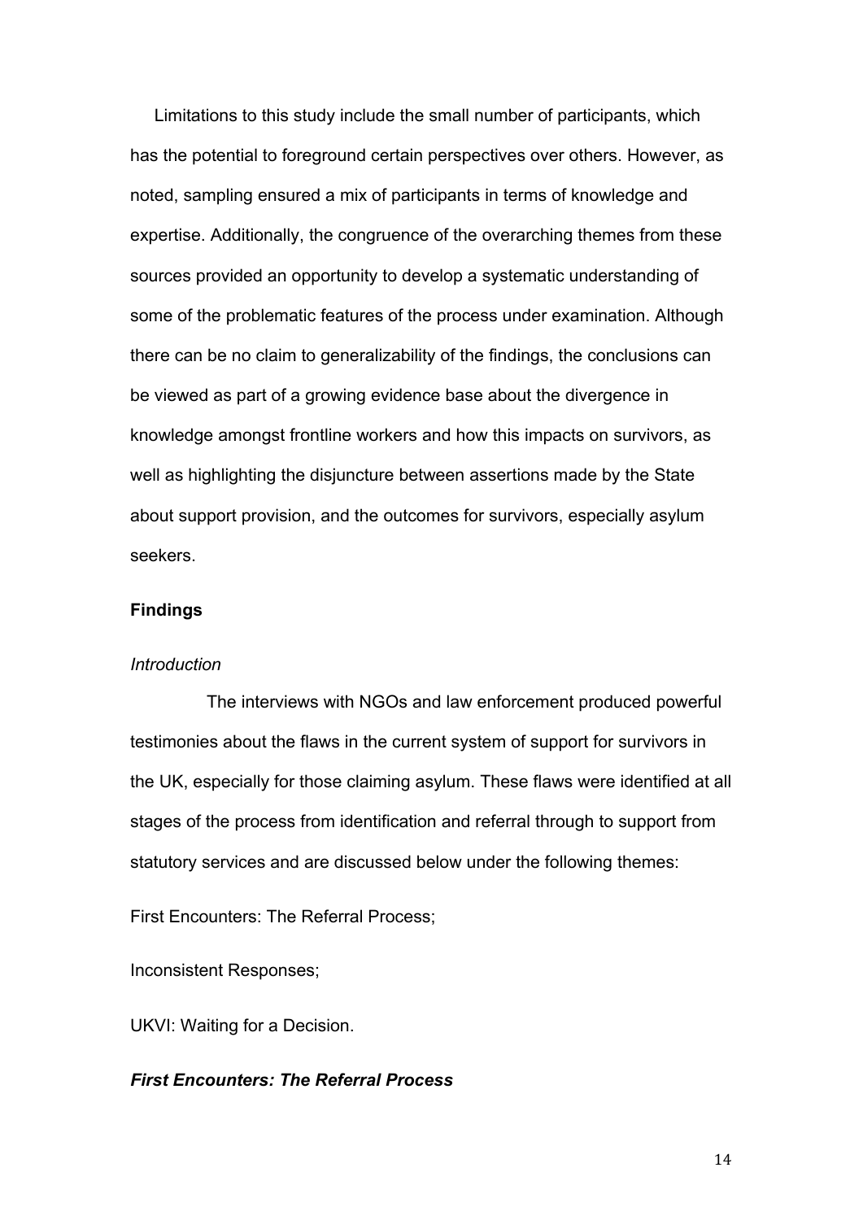Limitations to this study include the small number of participants, which has the potential to foreground certain perspectives over others. However, as noted, sampling ensured a mix of participants in terms of knowledge and expertise. Additionally, the congruence of the overarching themes from these sources provided an opportunity to develop a systematic understanding of some of the problematic features of the process under examination. Although there can be no claim to generalizability of the findings, the conclusions can be viewed as part of a growing evidence base about the divergence in knowledge amongst frontline workers and how this impacts on survivors, as well as highlighting the disjuncture between assertions made by the State about support provision, and the outcomes for survivors, especially asylum seekers.

## Findings

### *Introduction*

The interviews with NGOs and law enforcement produced powerful testimonies about the flaws in the current system of support for survivors in the UK, especially for those claiming asylum. These flaws were identified at all stages of the process from identification and referral through to support from statutory services and are discussed below under the following themes:

First Encounters: The Referral Process;

Inconsistent Responses;

UKVI: Waiting for a Decision.

### ***First Encounters: The Referral Process***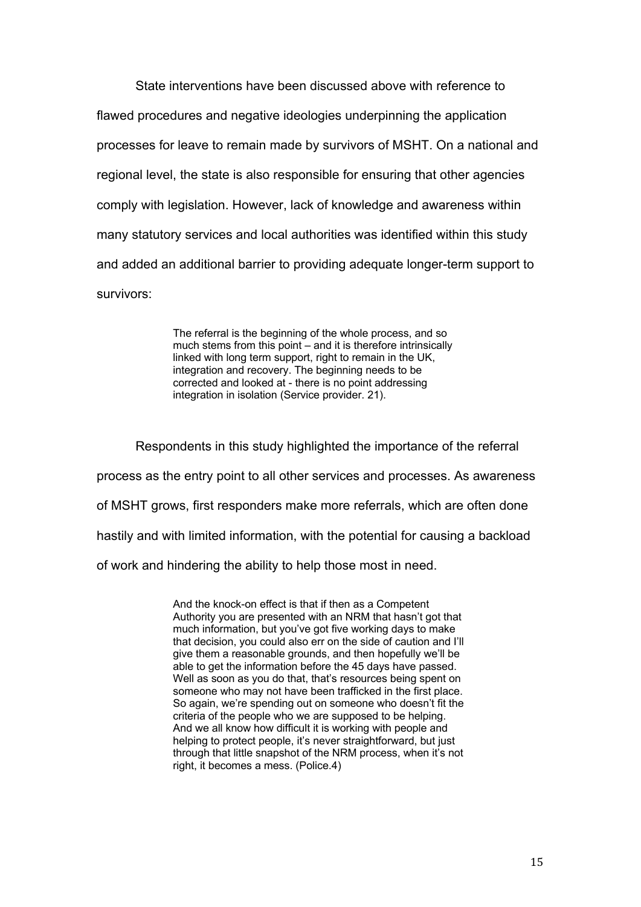State interventions have been discussed above with reference to flawed procedures and negative ideologies underpinning the application processes for leave to remain made by survivors of MSHT. On a national and regional level, the state is also responsible for ensuring that other agencies comply with legislation. However, lack of knowledge and awareness within many statutory services and local authorities was identified within this study and added an additional barrier to providing adequate longer-term support to survivors:

> The referral is the beginning of the whole process, and so much stems from this point – and it is therefore intrinsically linked with long term support, right to remain in the UK, integration and recovery. The beginning needs to be corrected and looked at - there is no point addressing integration in isolation (Service provider. 21).

Respondents in this study highlighted the importance of the referral process as the entry point to all other services and processes. As awareness of MSHT grows, first responders make more referrals, which are often done hastily and with limited information, with the potential for causing a backload of work and hindering the ability to help those most in need.

> And the knock-on effect is that if then as a Competent Authority you are presented with an NRM that hasn't got that much information, but you've got five working days to make that decision, you could also err on the side of caution and I'll give them a reasonable grounds, and then hopefully we'll be able to get the information before the 45 days have passed. Well as soon as you do that, that's resources being spent on someone who may not have been trafficked in the first place. So again, we're spending out on someone who doesn't fit the criteria of the people who we are supposed to be helping. And we all know how difficult it is working with people and helping to protect people, it's never straightforward, but just through that little snapshot of the NRM process, when it's not right, it becomes a mess. (Police.4)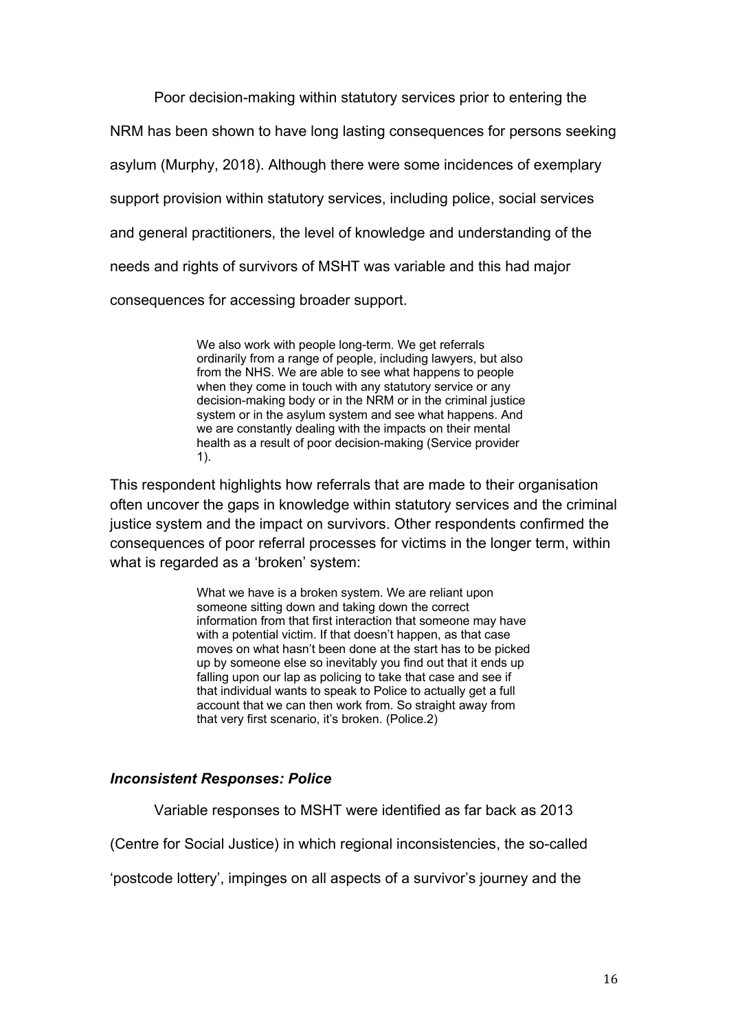Poor decision-making within statutory services prior to entering the NRM has been shown to have long lasting consequences for persons seeking asylum (Murphy, 2018). Although there were some incidences of exemplary support provision within statutory services, including police, social services and general practitioners, the level of knowledge and understanding of the needs and rights of survivors of MSHT was variable and this had major consequences for accessing broader support.

> We also work with people long-term. We get referrals ordinarily from a range of people, including lawyers, but also from the NHS. We are able to see what happens to people when they come in touch with any statutory service or any decision-making body or in the NRM or in the criminal justice system or in the asylum system and see what happens. And we are constantly dealing with the impacts on their mental health as a result of poor decision-making (Service provider 1).

This respondent highlights how referrals that are made to their organisation often uncover the gaps in knowledge within statutory services and the criminal justice system and the impact on survivors. Other respondents confirmed the consequences of poor referral processes for victims in the longer term, within what is regarded as a 'broken' system:

> What we have is a broken system. We are reliant upon someone sitting down and taking down the correct information from that first interaction that someone may have with a potential victim. If that doesn't happen, as that case moves on what hasn't been done at the start has to be picked up by someone else so inevitably you find out that it ends up falling upon our lap as policing to take that case and see if that individual wants to speak to Police to actually get a full account that we can then work from. So straight away from that very first scenario, it's broken. (Police.2)

### *Inconsistent Responses: Police*

Variable responses to MSHT were identified as far back as 2013 (Centre for Social Justice) in which regional inconsistencies, the so-called 'postcode lottery', impinges on all aspects of a survivor's journey and the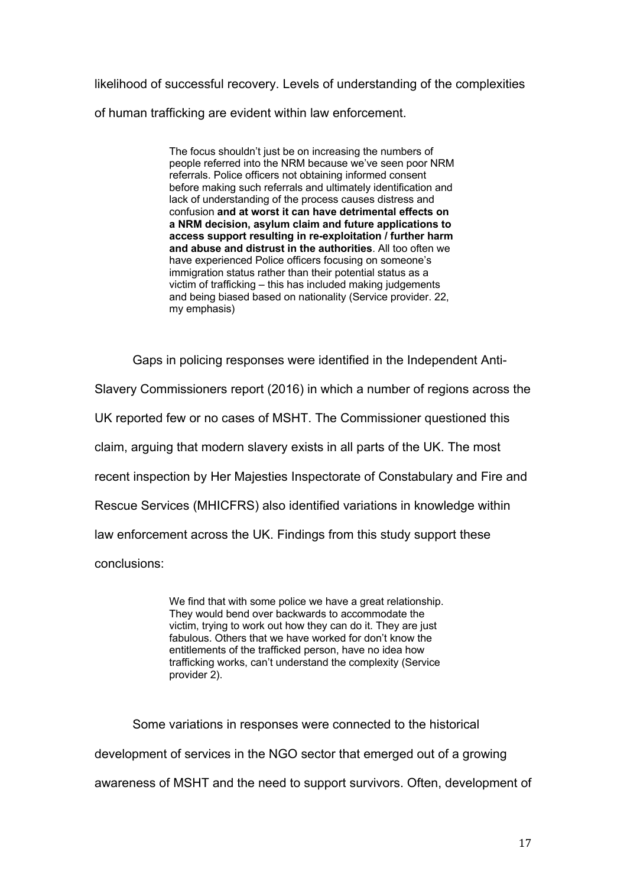likelihood of successful recovery. Levels of understanding of the complexities of human trafficking are evident within law enforcement.

> The focus shouldn't just be on increasing the numbers of people referred into the NRM because we've seen poor NRM referrals. Police officers not obtaining informed consent before making such referrals and ultimately identification and lack of understanding of the process causes distress and confusion **and at worst it can have detrimental effects on a NRM decision, asylum claim and future applications to access support resulting in re-exploitation / further harm and abuse and distrust in the authorities**. All too often we have experienced Police officers focusing on someone's immigration status rather than their potential status as a victim of trafficking – this has included making judgements and being biased based on nationality (Service provider. 22, my emphasis)

Gaps in policing responses were identified in the Independent Anti-Slavery Commissioners report (2016) in which a number of regions across the UK reported few or no cases of MSHT. The Commissioner questioned this claim, arguing that modern slavery exists in all parts of the UK. The most recent inspection by Her Majesties Inspectorate of Constabulary and Fire and Rescue Services (MHICFRS) also identified variations in knowledge within law enforcement across the UK. Findings from this study support these conclusions:

> We find that with some police we have a great relationship. They would bend over backwards to accommodate the victim, trying to work out how they can do it. They are just fabulous. Others that we have worked for don't know the entitlements of the trafficked person, have no idea how trafficking works, can't understand the complexity (Service provider 2).

Some variations in responses were connected to the historical development of services in the NGO sector that emerged out of a growing awareness of MSHT and the need to support survivors. Often, development of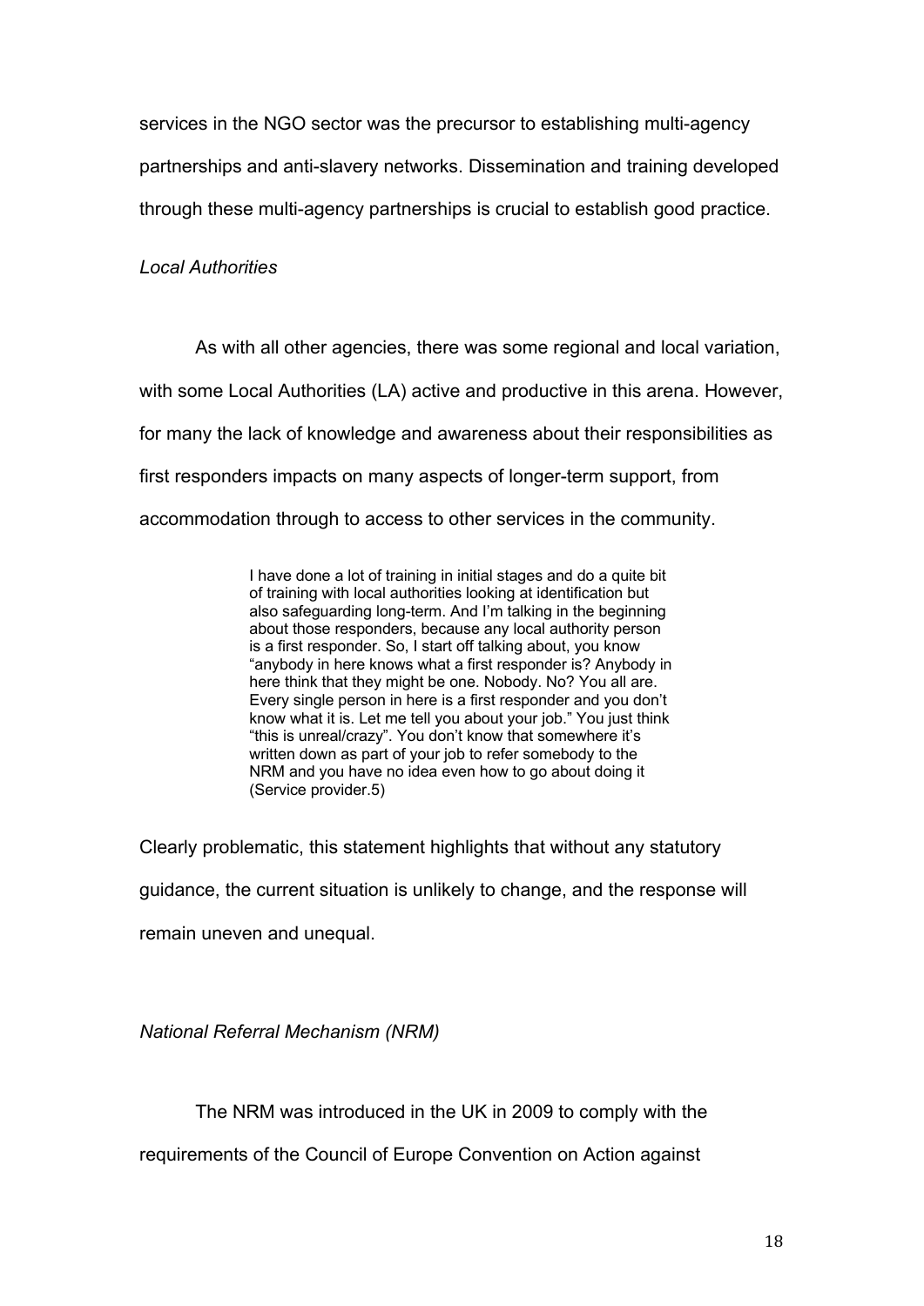services in the NGO sector was the precursor to establishing multi-agency partnerships and anti-slavery networks. Dissemination and training developed through these multi-agency partnerships is crucial to establish good practice.

*Local Authorities*

As with all other agencies, there was some regional and local variation, with some Local Authorities (LA) active and productive in this arena. However, for many the lack of knowledge and awareness about their responsibilities as first responders impacts on many aspects of longer-term support, from accommodation through to access to other services in the community.

> I have done a lot of training in initial stages and do a quite bit of training with local authorities looking at identification but also safeguarding long-term. And I'm talking in the beginning about those responders, because any local authority person is a first responder. So, I start off talking about, you know "anybody in here knows what a first responder is? Anybody in here think that they might be one. Nobody. No? You all are. Every single person in here is a first responder and you don't know what it is. Let me tell you about your job." You just think "this is unreal/crazy". You don't know that somewhere it's written down as part of your job to refer somebody to the NRM and you have no idea even how to go about doing it (Service provider.5)

Clearly problematic, this statement highlights that without any statutory guidance, the current situation is unlikely to change, and the response will remain uneven and unequal.

*National Referral Mechanism (NRM)*

The NRM was introduced in the UK in 2009 to comply with the requirements of the Council of Europe Convention on Action against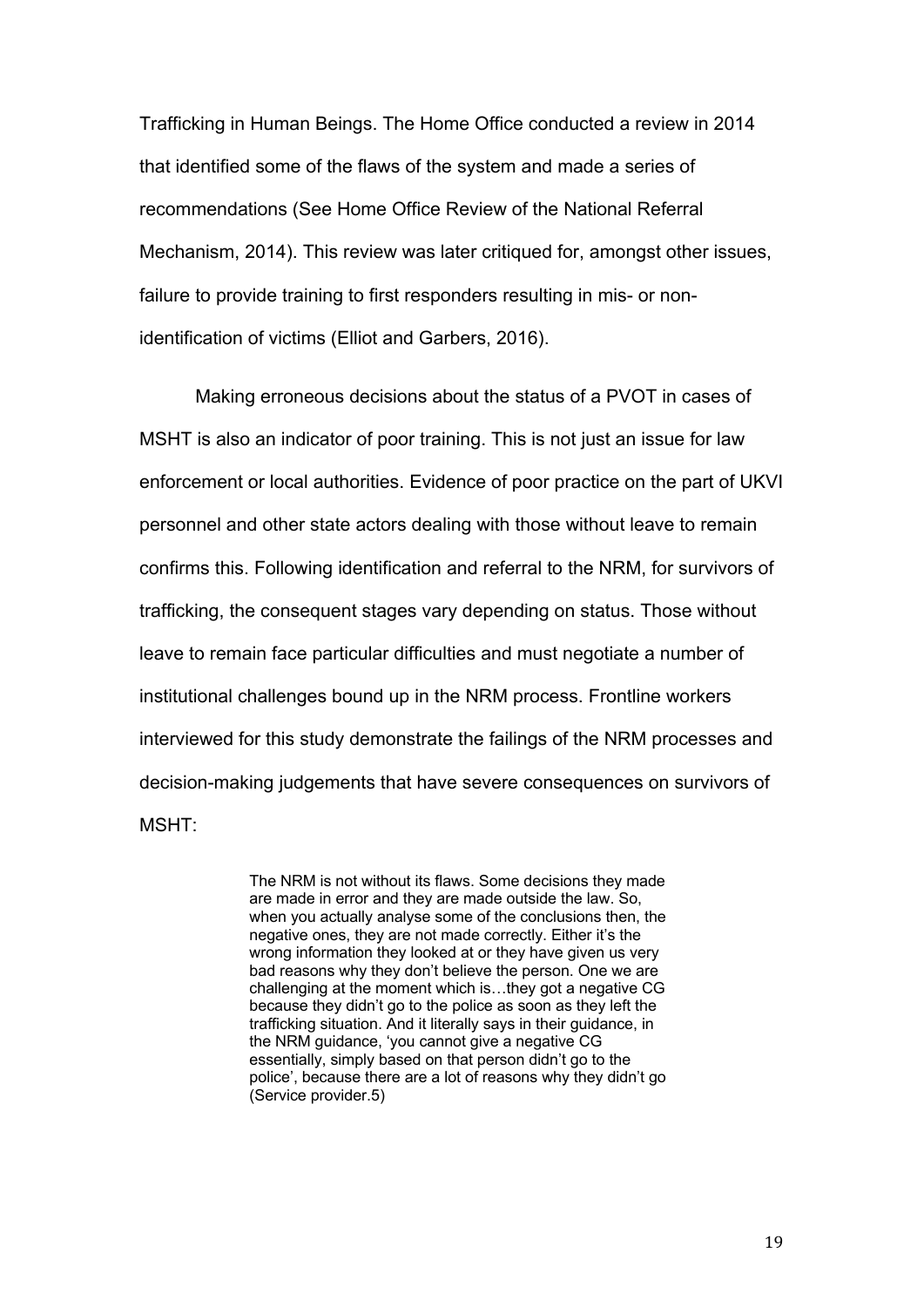Trafficking in Human Beings. The Home Office conducted a review in 2014 that identified some of the flaws of the system and made a series of recommendations (See Home Office Review of the National Referral Mechanism, 2014). This review was later critiqued for, amongst other issues, failure to provide training to first responders resulting in mis- or non-identification of victims (Elliot and Garbers, 2016).

Making erroneous decisions about the status of a PVOT in cases of MSHT is also an indicator of poor training. This is not just an issue for law enforcement or local authorities. Evidence of poor practice on the part of UKVI personnel and other state actors dealing with those without leave to remain confirms this. Following identification and referral to the NRM, for survivors of trafficking, the consequent stages vary depending on status. Those without leave to remain face particular difficulties and must negotiate a number of institutional challenges bound up in the NRM process. Frontline workers interviewed for this study demonstrate the failings of the NRM processes and decision-making judgements that have severe consequences on survivors of MSHT:

> The NRM is not without its flaws. Some decisions they made are made in error and they are made outside the law. So, when you actually analyse some of the conclusions then, the negative ones, they are not made correctly. Either it's the wrong information they looked at or they have given us very bad reasons why they don't believe the person. One we are challenging at the moment which is…they got a negative CG because they didn't go to the police as soon as they left the trafficking situation. And it literally says in their guidance, in the NRM guidance, 'you cannot give a negative CG essentially, simply based on that person didn't go to the police', because there are a lot of reasons why they didn't go (Service provider.5)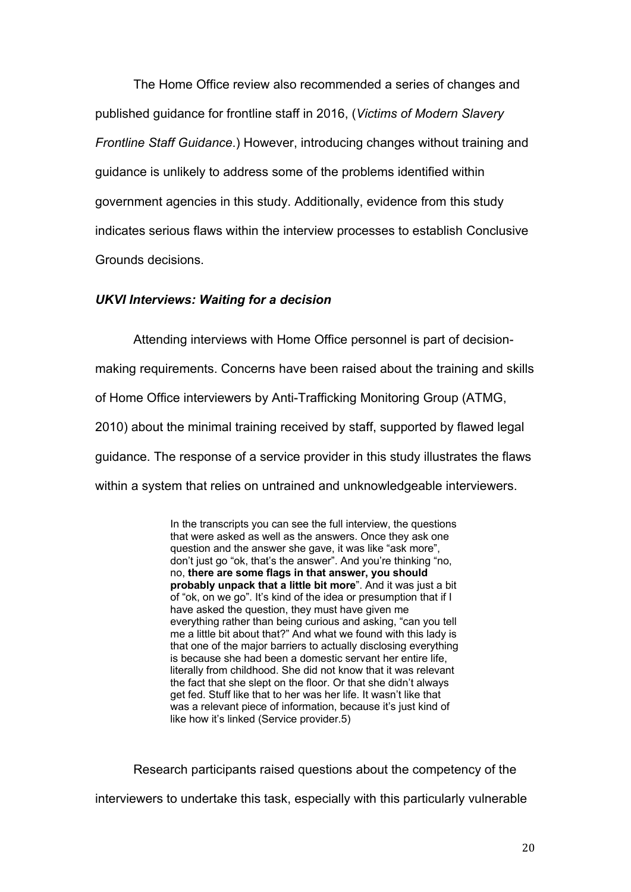The Home Office review also recommended a series of changes and published guidance for frontline staff in 2016, (*Victims of Modern Slavery Frontline Staff Guidance*.) However, introducing changes without training and guidance is unlikely to address some of the problems identified within government agencies in this study. Additionally, evidence from this study indicates serious flaws within the interview processes to establish Conclusive Grounds decisions.

### *UKVI Interviews: Waiting for a decision*

Attending interviews with Home Office personnel is part of decision-making requirements. Concerns have been raised about the training and skills of Home Office interviewers by Anti-Trafficking Monitoring Group (ATMG, 2010) about the minimal training received by staff, supported by flawed legal guidance. The response of a service provider in this study illustrates the flaws within a system that relies on untrained and unknowledgeable interviewers.

> In the transcripts you can see the full interview, the questions that were asked as well as the answers. Once they ask one question and the answer she gave, it was like "ask more", don't just go "ok, that's the answer". And you're thinking "no, no, **there are some flags in that answer, you should probably unpack that a little bit more**". And it was just a bit of "ok, on we go". It's kind of the idea or presumption that if I have asked the question, they must have given me everything rather than being curious and asking, "can you tell me a little bit about that?" And what we found with this lady is that one of the major barriers to actually disclosing everything is because she had been a domestic servant her entire life, literally from childhood. She did not know that it was relevant the fact that she slept on the floor. Or that she didn't always get fed. Stuff like that to her was her life. It wasn't like that was a relevant piece of information, because it's just kind of like how it's linked (Service provider.5)

Research participants raised questions about the competency of the interviewers to undertake this task, especially with this particularly vulnerable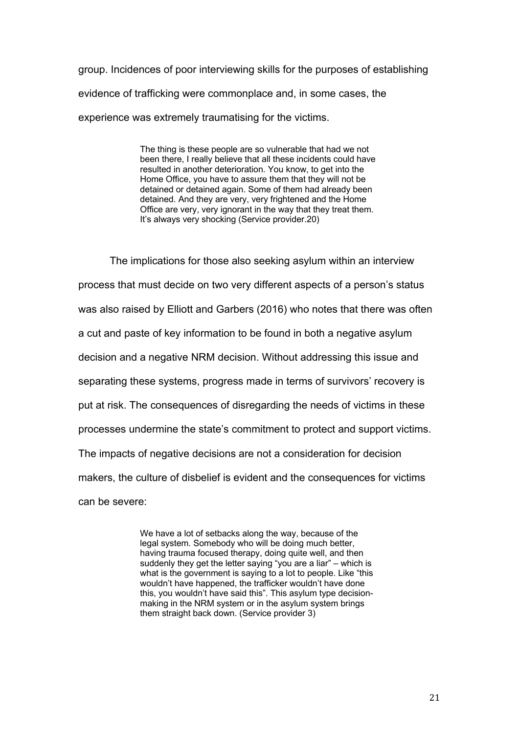group. Incidences of poor interviewing skills for the purposes of establishing evidence of trafficking were commonplace and, in some cases, the experience was extremely traumatising for the victims.

> The thing is these people are so vulnerable that had we not been there, I really believe that all these incidents could have resulted in another deterioration. You know, to get into the Home Office, you have to assure them that they will not be detained or detained again. Some of them had already been detained. And they are very, very frightened and the Home Office are very, very ignorant in the way that they treat them. It's always very shocking (Service provider.20)

The implications for those also seeking asylum within an interview process that must decide on two very different aspects of a person's status was also raised by Elliott and Garbers (2016) who notes that there was often a cut and paste of key information to be found in both a negative asylum decision and a negative NRM decision. Without addressing this issue and separating these systems, progress made in terms of survivors' recovery is put at risk. The consequences of disregarding the needs of victims in these processes undermine the state's commitment to protect and support victims. The impacts of negative decisions are not a consideration for decision makers, the culture of disbelief is evident and the consequences for victims can be severe:

> We have a lot of setbacks along the way, because of the legal system. Somebody who will be doing much better, having trauma focused therapy, doing quite well, and then suddenly they get the letter saying "you are a liar" – which is what is the government is saying to a lot to people. Like "this wouldn't have happened, the trafficker wouldn't have done this, you wouldn't have said this". This asylum type decision-making in the NRM system or in the asylum system brings them straight back down. (Service provider 3)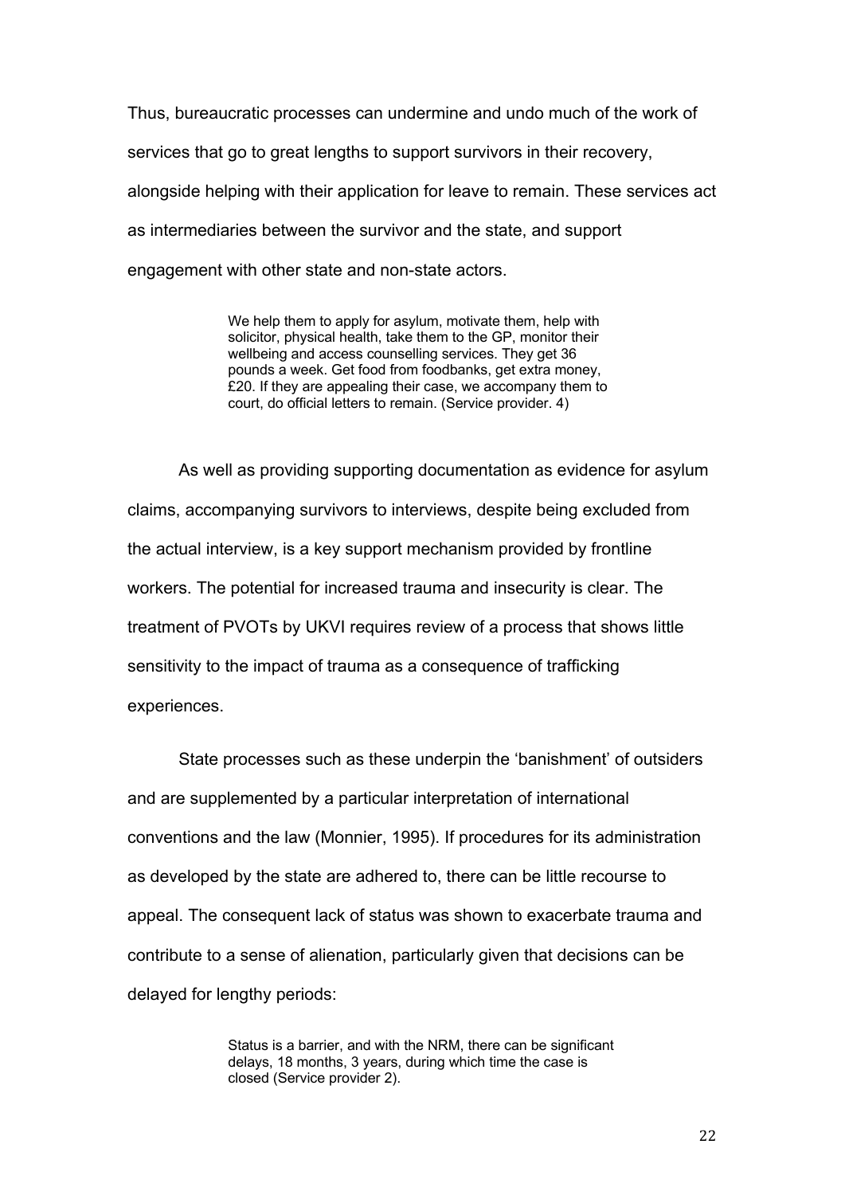Thus, bureaucratic processes can undermine and undo much of the work of services that go to great lengths to support survivors in their recovery, alongside helping with their application for leave to remain. These services act as intermediaries between the survivor and the state, and support engagement with other state and non-state actors.

> We help them to apply for asylum, motivate them, help with solicitor, physical health, take them to the GP, monitor their wellbeing and access counselling services. They get 36 pounds a week. Get food from foodbanks, get extra money, £20. If they are appealing their case, we accompany them to court, do official letters to remain. (Service provider. 4)

As well as providing supporting documentation as evidence for asylum claims, accompanying survivors to interviews, despite being excluded from the actual interview, is a key support mechanism provided by frontline workers. The potential for increased trauma and insecurity is clear. The treatment of PVOTs by UKVI requires review of a process that shows little sensitivity to the impact of trauma as a consequence of trafficking experiences.

State processes such as these underpin the 'banishment' of outsiders and are supplemented by a particular interpretation of international conventions and the law (Monnier, 1995). If procedures for its administration as developed by the state are adhered to, there can be little recourse to appeal. The consequent lack of status was shown to exacerbate trauma and contribute to a sense of alienation, particularly given that decisions can be delayed for lengthy periods:

> Status is a barrier, and with the NRM, there can be significant delays, 18 months, 3 years, during which time the case is closed (Service provider 2).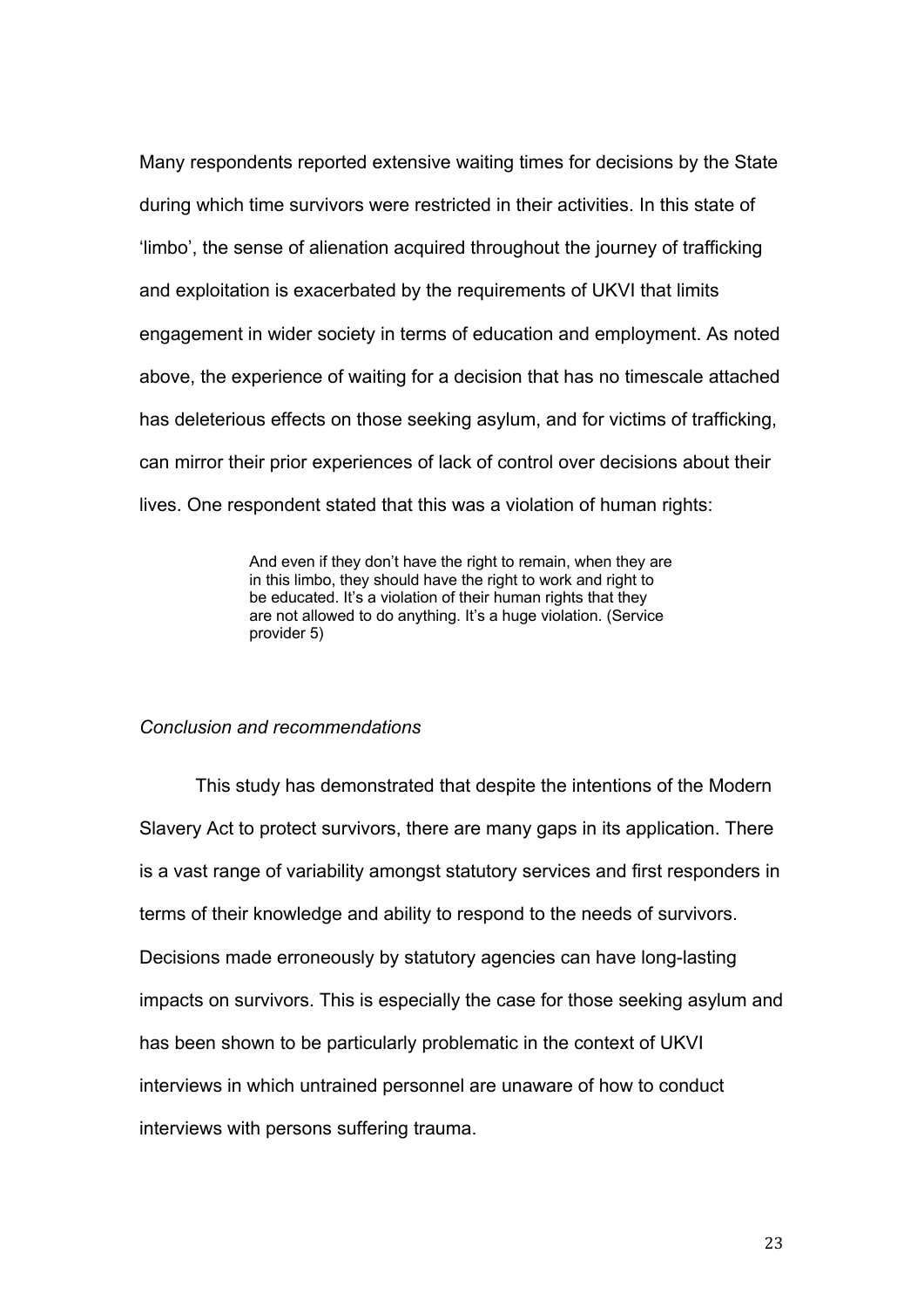Many respondents reported extensive waiting times for decisions by the State during which time survivors were restricted in their activities. In this state of 'limbo', the sense of alienation acquired throughout the journey of trafficking and exploitation is exacerbated by the requirements of UKVI that limits engagement in wider society in terms of education and employment. As noted above, the experience of waiting for a decision that has no timescale attached has deleterious effects on those seeking asylum, and for victims of trafficking, can mirror their prior experiences of lack of control over decisions about their lives. One respondent stated that this was a violation of human rights:

> And even if they don't have the right to remain, when they are in this limbo, they should have the right to work and right to be educated. It's a violation of their human rights that they are not allowed to do anything. It's a huge violation. (Service provider 5)

*Conclusion and recommendations*

This study has demonstrated that despite the intentions of the Modern Slavery Act to protect survivors, there are many gaps in its application. There is a vast range of variability amongst statutory services and first responders in terms of their knowledge and ability to respond to the needs of survivors. Decisions made erroneously by statutory agencies can have long-lasting impacts on survivors. This is especially the case for those seeking asylum and has been shown to be particularly problematic in the context of UKVI interviews in which untrained personnel are unaware of how to conduct interviews with persons suffering trauma.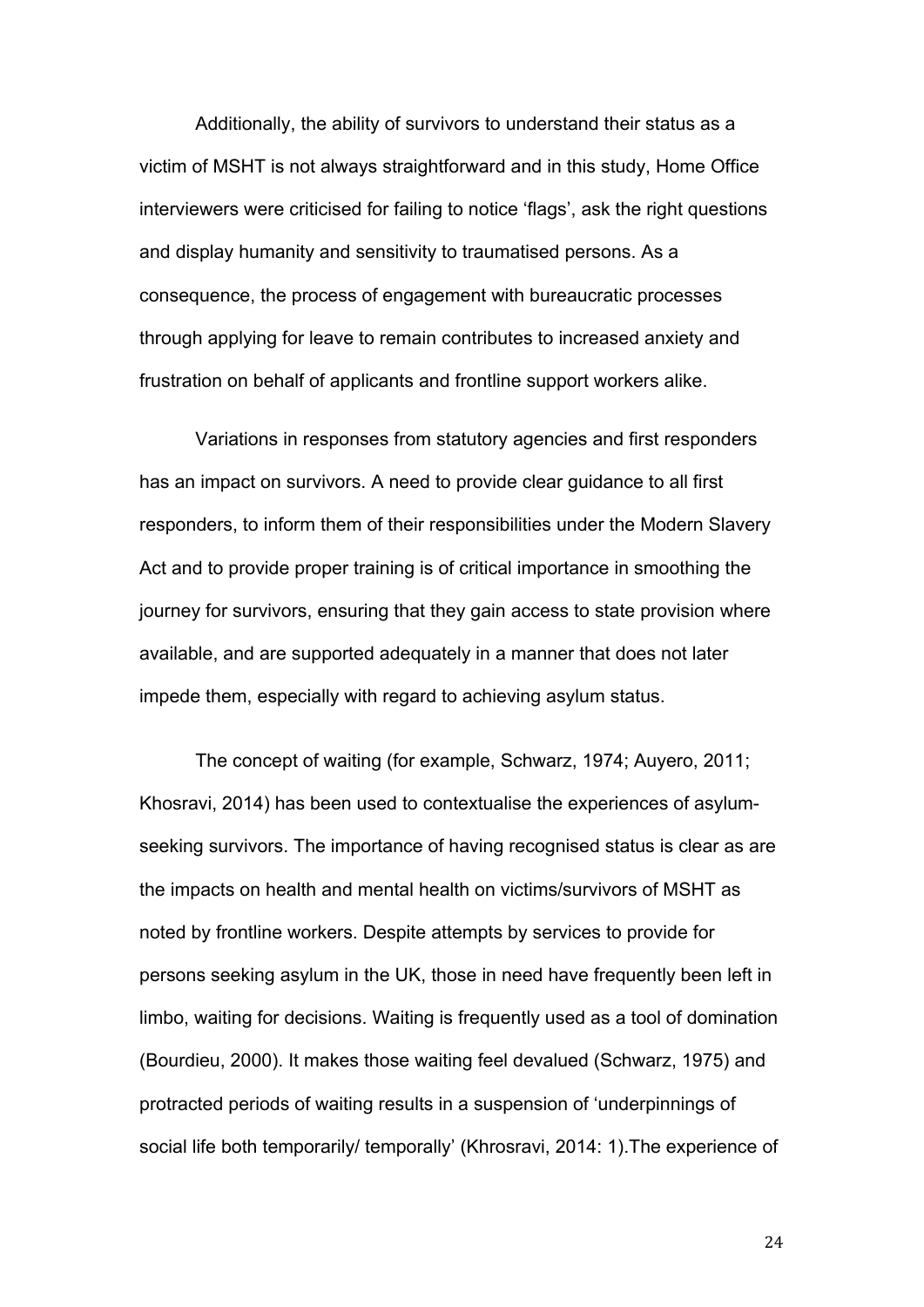Additionally, the ability of survivors to understand their status as a victim of MSHT is not always straightforward and in this study, Home Office interviewers were criticised for failing to notice 'flags', ask the right questions and display humanity and sensitivity to traumatised persons. As a consequence, the process of engagement with bureaucratic processes through applying for leave to remain contributes to increased anxiety and frustration on behalf of applicants and frontline support workers alike.

Variations in responses from statutory agencies and first responders has an impact on survivors. A need to provide clear guidance to all first responders, to inform them of their responsibilities under the Modern Slavery Act and to provide proper training is of critical importance in smoothing the journey for survivors, ensuring that they gain access to state provision where available, and are supported adequately in a manner that does not later impede them, especially with regard to achieving asylum status.

The concept of waiting (for example, Schwarz, 1974; Auyero, 2011; Khosravi, 2014) has been used to contextualise the experiences of asylum-seeking survivors. The importance of having recognised status is clear as are the impacts on health and mental health on victims/survivors of MSHT as noted by frontline workers. Despite attempts by services to provide for persons seeking asylum in the UK, those in need have frequently been left in limbo, waiting for decisions. Waiting is frequently used as a tool of domination (Bourdieu, 2000). It makes those waiting feel devalued (Schwarz, 1975) and protracted periods of waiting results in a suspension of 'underpinnings of social life both temporarily/ temporally' (Khrosravi, 2014: 1).The experience of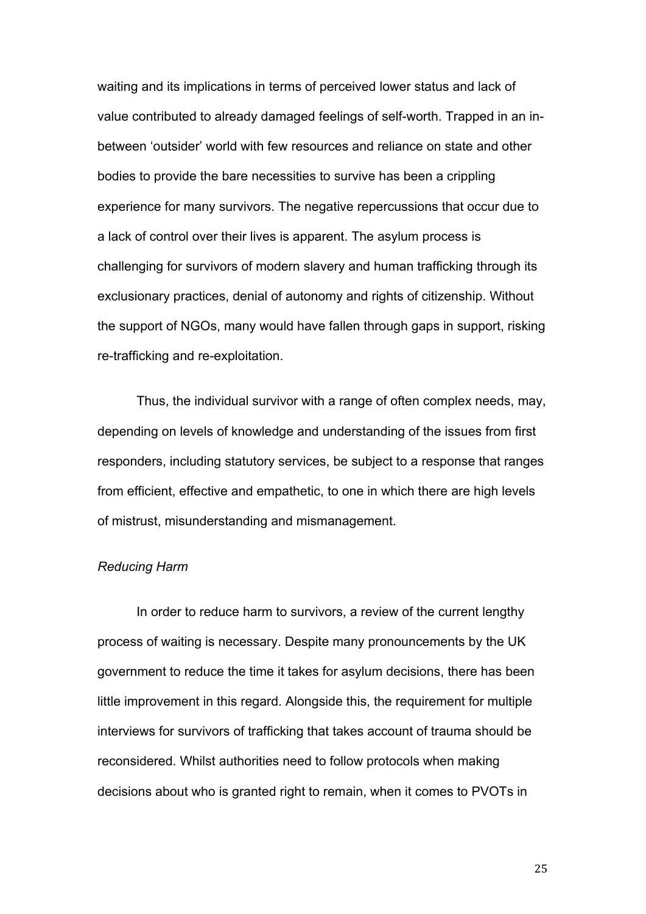waiting and its implications in terms of perceived lower status and lack of value contributed to already damaged feelings of self-worth. Trapped in an in-between 'outsider' world with few resources and reliance on state and other bodies to provide the bare necessities to survive has been a crippling experience for many survivors. The negative repercussions that occur due to a lack of control over their lives is apparent. The asylum process is challenging for survivors of modern slavery and human trafficking through its exclusionary practices, denial of autonomy and rights of citizenship. Without the support of NGOs, many would have fallen through gaps in support, risking re-trafficking and re-exploitation.

Thus, the individual survivor with a range of often complex needs, may, depending on levels of knowledge and understanding of the issues from first responders, including statutory services, be subject to a response that ranges from efficient, effective and empathetic, to one in which there are high levels of mistrust, misunderstanding and mismanagement.

*Reducing Harm*

In order to reduce harm to survivors, a review of the current lengthy process of waiting is necessary. Despite many pronouncements by the UK government to reduce the time it takes for asylum decisions, there has been little improvement in this regard. Alongside this, the requirement for multiple interviews for survivors of trafficking that takes account of trauma should be reconsidered. Whilst authorities need to follow protocols when making decisions about who is granted right to remain, when it comes to PVOTs in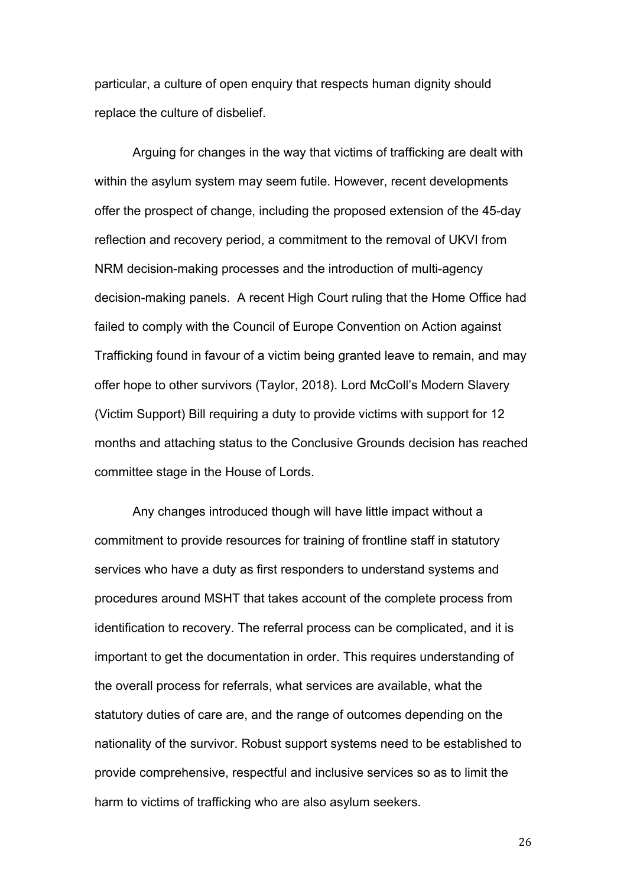particular, a culture of open enquiry that respects human dignity should replace the culture of disbelief.

Arguing for changes in the way that victims of trafficking are dealt with within the asylum system may seem futile. However, recent developments offer the prospect of change, including the proposed extension of the 45-day reflection and recovery period, a commitment to the removal of UKVI from NRM decision-making processes and the introduction of multi-agency decision-making panels. A recent High Court ruling that the Home Office had failed to comply with the Council of Europe Convention on Action against Trafficking found in favour of a victim being granted leave to remain, and may offer hope to other survivors (Taylor, 2018). Lord McColl's Modern Slavery (Victim Support) Bill requiring a duty to provide victims with support for 12 months and attaching status to the Conclusive Grounds decision has reached committee stage in the House of Lords.

Any changes introduced though will have little impact without a commitment to provide resources for training of frontline staff in statutory services who have a duty as first responders to understand systems and procedures around MSHT that takes account of the complete process from identification to recovery. The referral process can be complicated, and it is important to get the documentation in order. This requires understanding of the overall process for referrals, what services are available, what the statutory duties of care are, and the range of outcomes depending on the nationality of the survivor. Robust support systems need to be established to provide comprehensive, respectful and inclusive services so as to limit the harm to victims of trafficking who are also asylum seekers.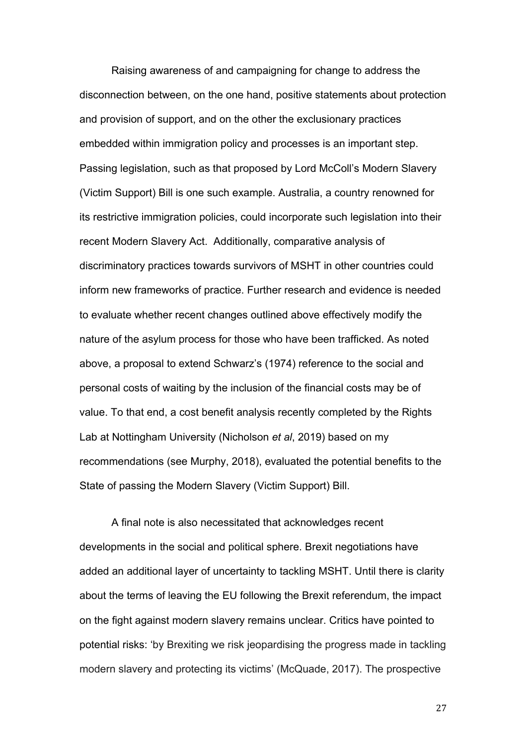Raising awareness of and campaigning for change to address the disconnection between, on the one hand, positive statements about protection and provision of support, and on the other the exclusionary practices embedded within immigration policy and processes is an important step. Passing legislation, such as that proposed by Lord McColl's Modern Slavery (Victim Support) Bill is one such example. Australia, a country renowned for its restrictive immigration policies, could incorporate such legislation into their recent Modern Slavery Act. Additionally, comparative analysis of discriminatory practices towards survivors of MSHT in other countries could inform new frameworks of practice. Further research and evidence is needed to evaluate whether recent changes outlined above effectively modify the nature of the asylum process for those who have been trafficked. As noted above, a proposal to extend Schwarz's (1974) reference to the social and personal costs of waiting by the inclusion of the financial costs may be of value. To that end, a cost benefit analysis recently completed by the Rights Lab at Nottingham University (Nicholson *et al*, 2019) based on my recommendations (see Murphy, 2018), evaluated the potential benefits to the State of passing the Modern Slavery (Victim Support) Bill.

A final note is also necessitated that acknowledges recent developments in the social and political sphere. Brexit negotiations have added an additional layer of uncertainty to tackling MSHT. Until there is clarity about the terms of leaving the EU following the Brexit referendum, the impact on the fight against modern slavery remains unclear. Critics have pointed to potential risks: 'by Brexiting we risk jeopardising the progress made in tackling modern slavery and protecting its victims' (McQuade, 2017). The prospective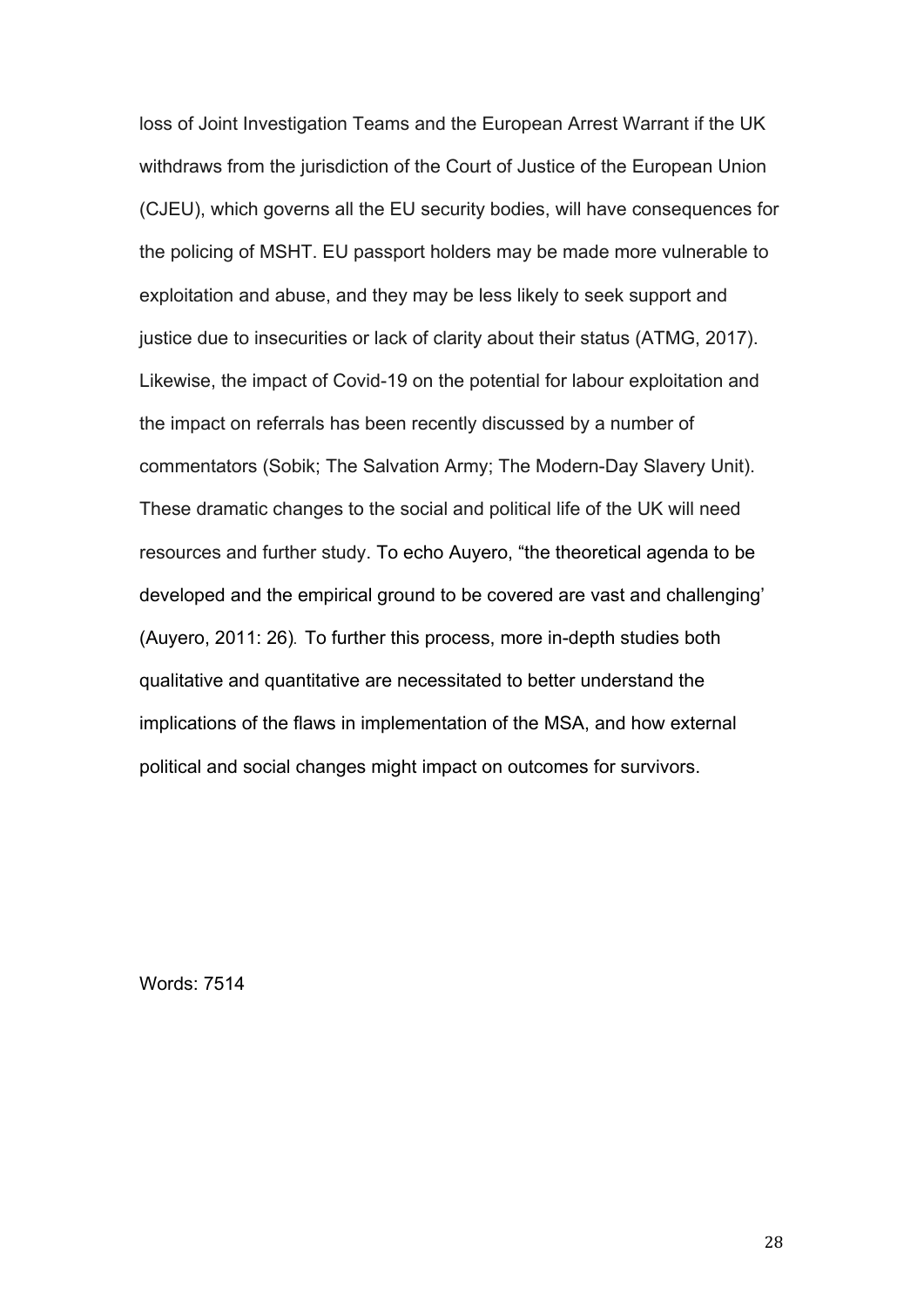loss of Joint Investigation Teams and the European Arrest Warrant if the UK withdraws from the jurisdiction of the Court of Justice of the European Union (CJEU), which governs all the EU security bodies, will have consequences for the policing of MSHT. EU passport holders may be made more vulnerable to exploitation and abuse, and they may be less likely to seek support and justice due to insecurities or lack of clarity about their status (ATMG, 2017). Likewise, the impact of Covid-19 on the potential for labour exploitation and the impact on referrals has been recently discussed by a number of commentators (Sobik; The Salvation Army; The Modern-Day Slavery Unit). These dramatic changes to the social and political life of the UK will need resources and further study. To echo Auyero, "the theoretical agenda to be developed and the empirical ground to be covered are vast and challenging' (Auyero, 2011: 26). To further this process, more in-depth studies both qualitative and quantitative are necessitated to better understand the implications of the flaws in implementation of the MSA, and how external political and social changes might impact on outcomes for survivors.

Words: 7514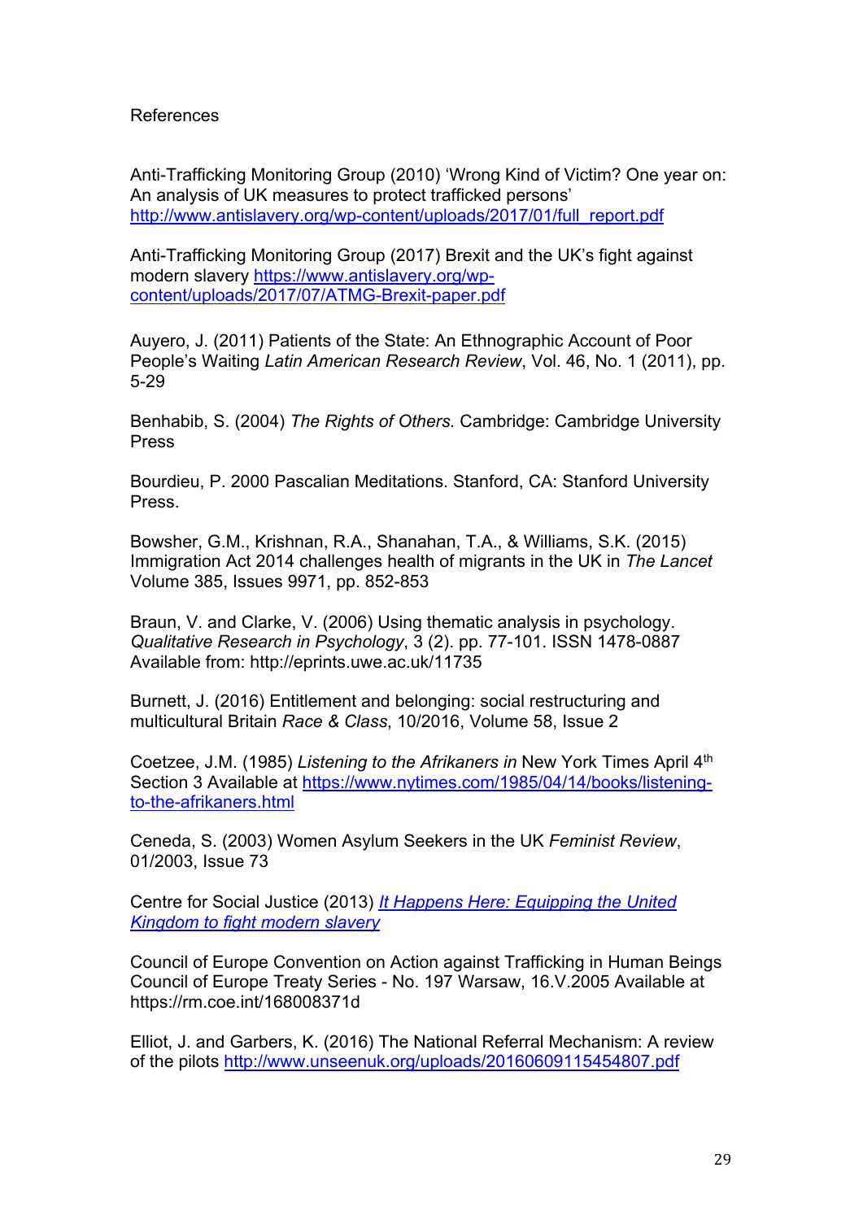References

Anti-Trafficking Monitoring Group (2010) 'Wrong Kind of Victim? One year on: An analysis of UK measures to protect trafficked persons' http://www.antislavery.org/wp-content/uploads/2017/01/full_report.pdf

Anti-Trafficking Monitoring Group (2017) Brexit and the UK's fight against modern slavery https://www.antislavery.org/wp-content/uploads/2017/07/ATMG-Brexit-paper.pdf

Auyero, J. (2011) Patients of the State: An Ethnographic Account of Poor People's Waiting *Latin American Research Review*, Vol. 46, No. 1 (2011), pp. 5-29

Benhabib, S. (2004) *The Rights of Others.* Cambridge: Cambridge University Press

Bourdieu, P. 2000 Pascalian Meditations. Stanford, CA: Stanford University Press.

Bowsher, G.M., Krishnan, R.A., Shanahan, T.A., & Williams, S.K. (2015) Immigration Act 2014 challenges health of migrants in the UK in *The Lancet* Volume 385, Issues 9971, pp. 852-853

Braun, V. and Clarke, V. (2006) Using thematic analysis in psychology. *Qualitative Research in Psychology*, 3 (2). pp. 77-101. ISSN 1478-0887 Available from: http://eprints.uwe.ac.uk/11735

Burnett, J. (2016) Entitlement and belonging: social restructuring and multicultural Britain *Race & Class*, 10/2016, Volume 58, Issue 2

Coetzee, J.M. (1985) *Listening to the Afrikaners in* New York Times April 4th Section 3 Available at https://www.nytimes.com/1985/04/14/books/listening-to-the-afrikaners.html

Ceneda, S. (2003) Women Asylum Seekers in the UK *Feminist Review*, 01/2003, Issue 73

Centre for Social Justice (2013) *It Happens Here: Equipping the United Kingdom to fight modern slavery*

Council of Europe Convention on Action against Trafficking in Human Beings Council of Europe Treaty Series - No. 197 Warsaw, 16.V.2005 Available at https://rm.coe.int/168008371d

Elliot, J. and Garbers, K. (2016) The National Referral Mechanism: A review of the pilots http://www.unseenuk.org/uploads/20160609115454807.pdf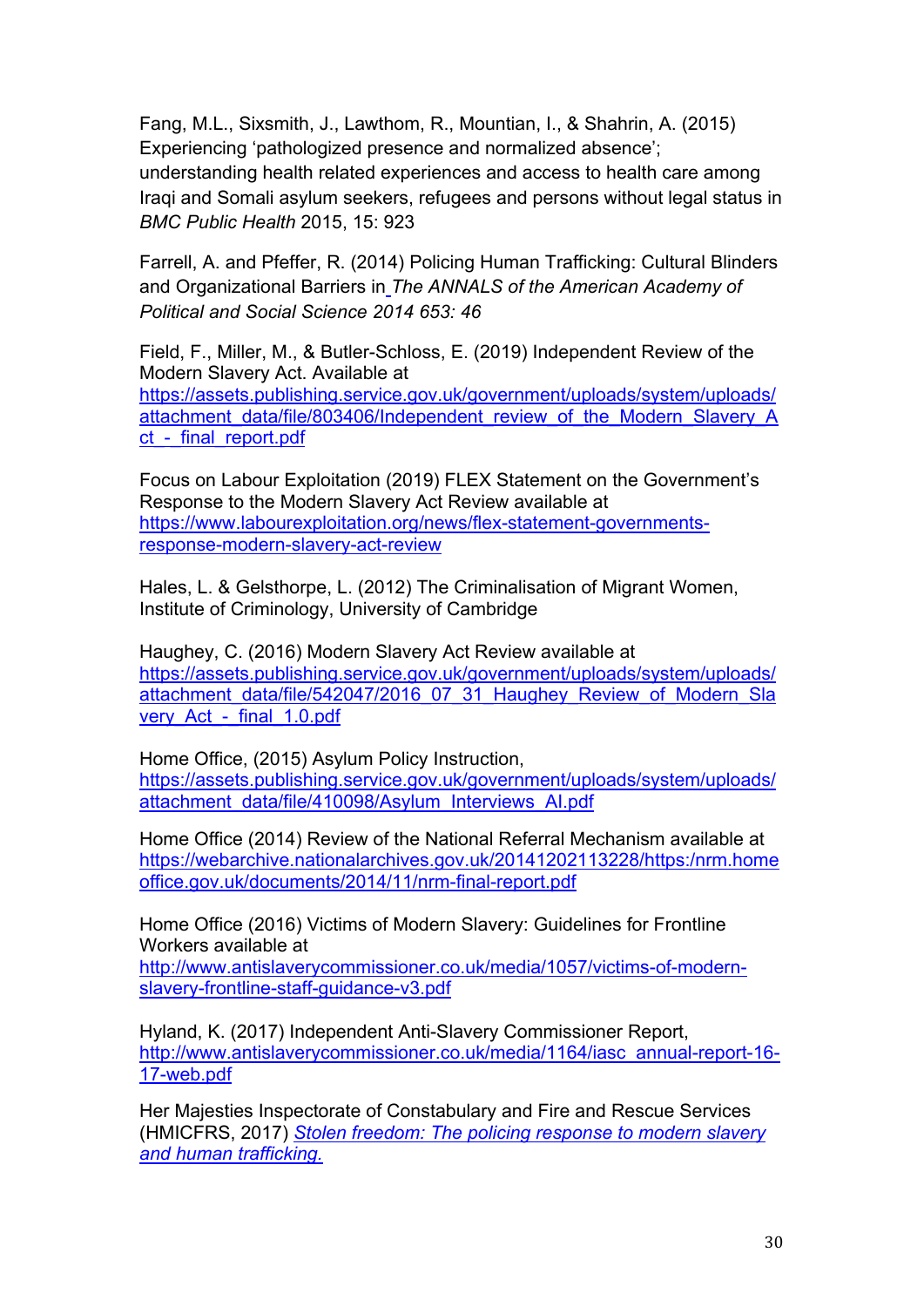Fang, M.L., Sixsmith, J., Lawthom, R., Mountian, I., & Shahrin, A. (2015) Experiencing 'pathologized presence and normalized absence'; understanding health related experiences and access to health care among Iraqi and Somali asylum seekers, refugees and persons without legal status in *BMC Public Health* 2015, 15: 923

Farrell, A. and Pfeffer, R. (2014) Policing Human Trafficking: Cultural Blinders and Organizational Barriers in *The ANNALS of the American Academy of Political and Social Science 2014 653: 46*

Field, F., Miller, M., & Butler-Schloss, E. (2019) Independent Review of the Modern Slavery Act. Available at https://assets.publishing.service.gov.uk/government/uploads/system/uploads/attachment_data/file/803406/Independent_review_of_the_Modern_Slavery_Act_-_final_report.pdf

Focus on Labour Exploitation (2019) FLEX Statement on the Government's Response to the Modern Slavery Act Review available at https://www.labourexploitation.org/news/flex-statement-governments-response-modern-slavery-act-review

Hales, L. & Gelsthorpe, L. (2012) The Criminalisation of Migrant Women, Institute of Criminology, University of Cambridge

Haughey, C. (2016) Modern Slavery Act Review available at https://assets.publishing.service.gov.uk/government/uploads/system/uploads/attachment_data/file/542047/2016_07_31_Haughey_Review_of_Modern_Slavery_Act_-_final_1.0.pdf

Home Office, (2015) Asylum Policy Instruction, https://assets.publishing.service.gov.uk/government/uploads/system/uploads/attachment_data/file/410098/Asylum_Interviews_AI.pdf

Home Office (2014) Review of the National Referral Mechanism available at https://webarchive.nationalarchives.gov.uk/20141202113228/https:/nrm.homeoffice.gov.uk/documents/2014/11/nrm-final-report.pdf

Home Office (2016) Victims of Modern Slavery: Guidelines for Frontline Workers available at http://www.antislaverycommissioner.co.uk/media/1057/victims-of-modern-slavery-frontline-staff-guidance-v3.pdf

Hyland, K. (2017) Independent Anti-Slavery Commissioner Report, http://www.antislaverycommissioner.co.uk/media/1164/iasc_annual-report-16-17-web.pdf

Her Majesties Inspectorate of Constabulary and Fire and Rescue Services (HMICFRS, 2017) *Stolen freedom: The policing response to modern slavery and human trafficking.*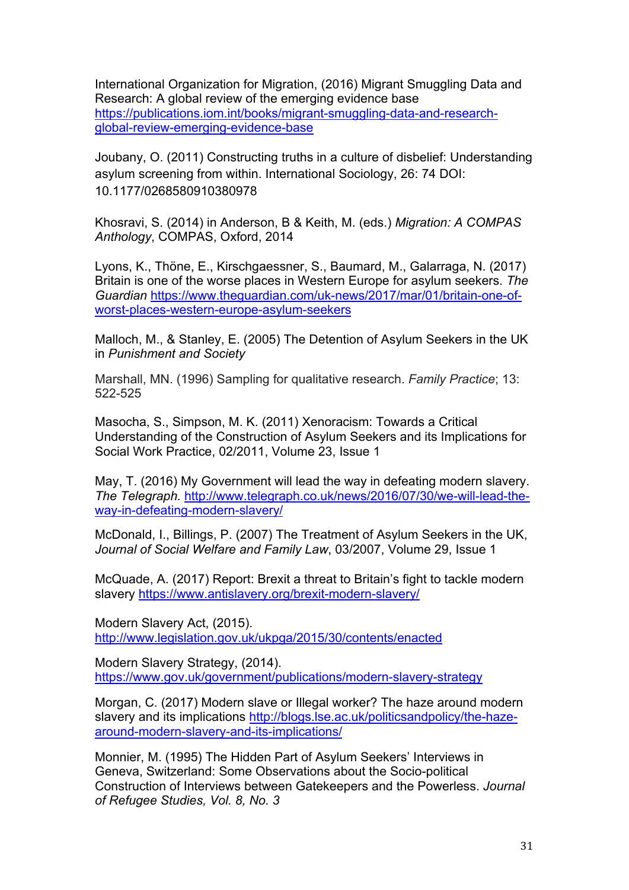International Organization for Migration, (2016) Migrant Smuggling Data and Research: A global review of the emerging evidence base https://publications.iom.int/books/migrant-smuggling-data-and-research-global-review-emerging-evidence-base

Joubany, O. (2011) Constructing truths in a culture of disbelief: Understanding asylum screening from within. International Sociology, 26: 74 DOI: 10.1177/0268580910380978

Khosravi, S. (2014) in Anderson, B & Keith, M. (eds.) *Migration: A COMPAS Anthology*, COMPAS, Oxford, 2014

Lyons, K., Thöne, E., Kirschgaessner, S., Baumard, M., Galarraga, N. (2017) Britain is one of the worse places in Western Europe for asylum seekers. *The Guardian* https://www.theguardian.com/uk-news/2017/mar/01/britain-one-of-worst-places-western-europe-asylum-seekers

Malloch, M., & Stanley, E. (2005) The Detention of Asylum Seekers in the UK in *Punishment and Society*

Marshall, MN. (1996) Sampling for qualitative research. *Family Practice*; 13: 522-525

Masocha, S., Simpson, M. K. (2011) Xenoracism: Towards a Critical Understanding of the Construction of Asylum Seekers and its Implications for Social Work Practice, 02/2011, Volume 23, Issue 1

May, T. (2016) My Government will lead the way in defeating modern slavery. *The Telegraph.* http://www.telegraph.co.uk/news/2016/07/30/we-will-lead-the-way-in-defeating-modern-slavery/

McDonald, I., Billings, P. (2007) The Treatment of Asylum Seekers in the UK, *Journal of Social Welfare and Family Law*, 03/2007, Volume 29, Issue 1

McQuade, A. (2017) Report: Brexit a threat to Britain's fight to tackle modern slavery https://www.antislavery.org/brexit-modern-slavery/

Modern Slavery Act, (2015). http://www.legislation.gov.uk/ukpga/2015/30/contents/enacted

Modern Slavery Strategy, (2014). https://www.gov.uk/government/publications/modern-slavery-strategy

Morgan, C. (2017) Modern slave or Illegal worker? The haze around modern slavery and its implications http://blogs.lse.ac.uk/politicsandpolicy/the-haze-around-modern-slavery-and-its-implications/

Monnier, M. (1995) The Hidden Part of Asylum Seekers' Interviews in Geneva, Switzerland: Some Observations about the Socio-political Construction of Interviews between Gatekeepers and the Powerless. *Journal of Refugee Studies, Vol. 8, No. 3*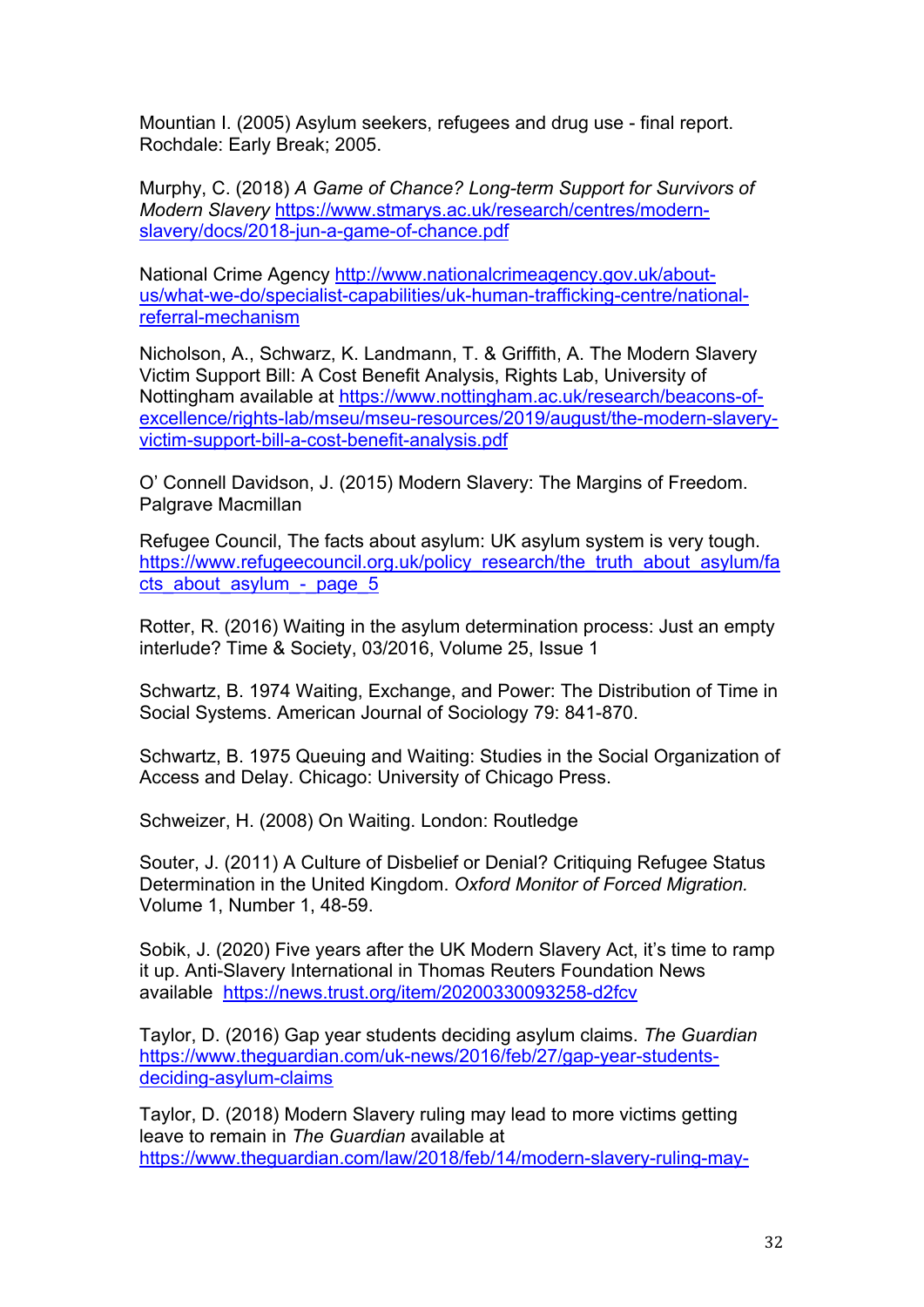Mountian I. (2005) Asylum seekers, refugees and drug use - final report. Rochdale: Early Break; 2005.

Murphy, C. (2018) *A Game of Chance? Long-term Support for Survivors of Modern Slavery* https://www.stmarys.ac.uk/research/centres/modern-slavery/docs/2018-jun-a-game-of-chance.pdf

National Crime Agency http://www.nationalcrimeagency.gov.uk/about-us/what-we-do/specialist-capabilities/uk-human-trafficking-centre/national-referral-mechanism

Nicholson, A., Schwarz, K. Landmann, T. & Griffith, A. The Modern Slavery Victim Support Bill: A Cost Benefit Analysis, Rights Lab, University of Nottingham available at https://www.nottingham.ac.uk/research/beacons-of-excellence/rights-lab/mseu/mseu-resources/2019/august/the-modern-slavery-victim-support-bill-a-cost-benefit-analysis.pdf

O' Connell Davidson, J. (2015) Modern Slavery: The Margins of Freedom. Palgrave Macmillan

Refugee Council, The facts about asylum: UK asylum system is very tough. https://www.refugeecouncil.org.uk/policy_research/the_truth_about_asylum/facts_about_asylum_-_page_5

Rotter, R. (2016) Waiting in the asylum determination process: Just an empty interlude? Time & Society, 03/2016, Volume 25, Issue 1

Schwartz, B. 1974 Waiting, Exchange, and Power: The Distribution of Time in Social Systems. American Journal of Sociology 79: 841-870.

Schwartz, B. 1975 Queuing and Waiting: Studies in the Social Organization of Access and Delay. Chicago: University of Chicago Press.

Schweizer, H. (2008) On Waiting. London: Routledge

Souter, J. (2011) A Culture of Disbelief or Denial? Critiquing Refugee Status Determination in the United Kingdom. *Oxford Monitor of Forced Migration.* Volume 1, Number 1, 48-59.

Sobik, J. (2020) Five years after the UK Modern Slavery Act, it's time to ramp it up. Anti-Slavery International in Thomas Reuters Foundation News available https://news.trust.org/item/20200330093258-d2fcv

Taylor, D. (2016) Gap year students deciding asylum claims. *The Guardian* https://www.theguardian.com/uk-news/2016/feb/27/gap-year-students-deciding-asylum-claims

Taylor, D. (2018) Modern Slavery ruling may lead to more victims getting leave to remain in *The Guardian* available at https://www.theguardian.com/law/2018/feb/14/modern-slavery-ruling-may-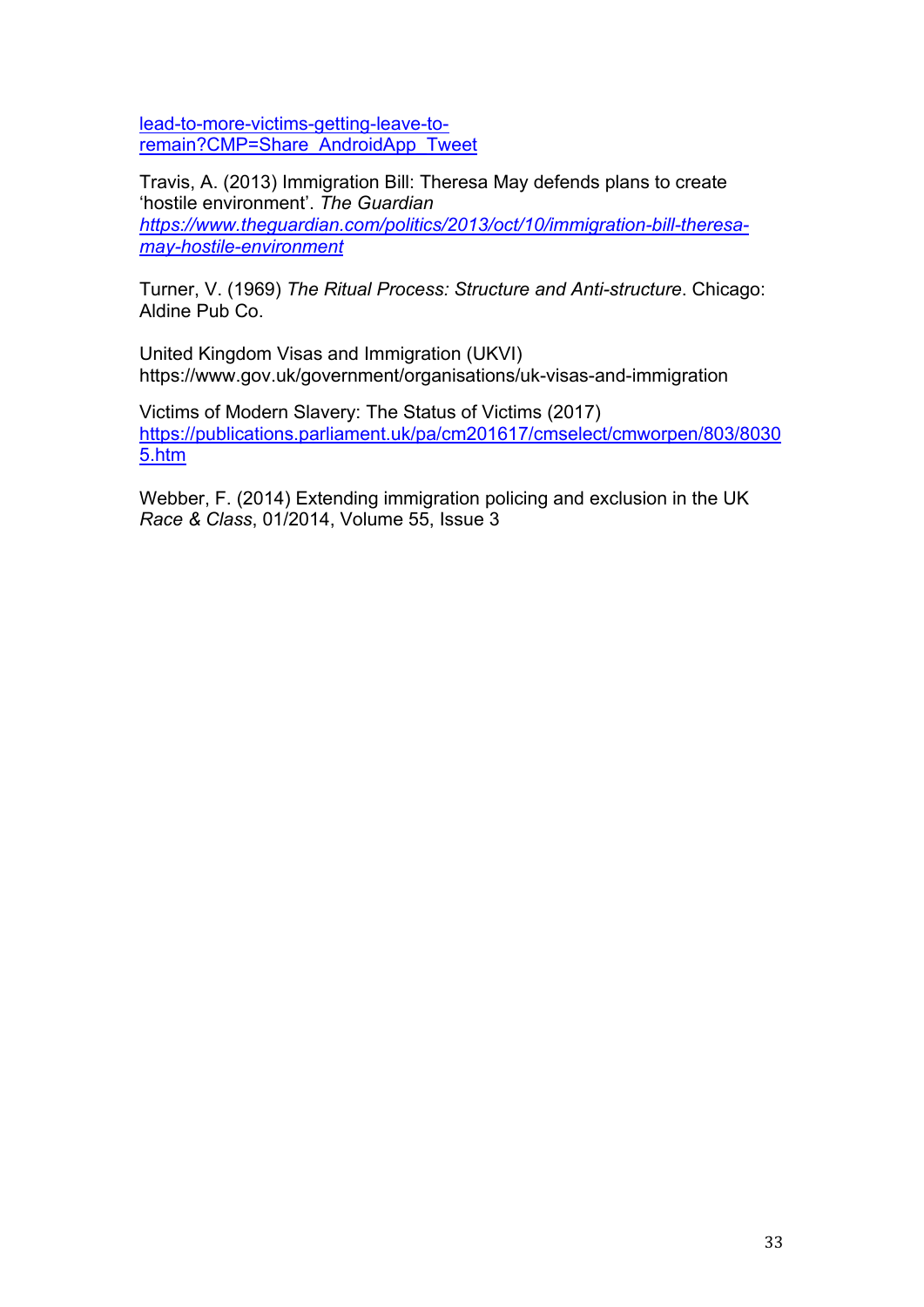lead-to-more-victims-getting-leave-to-remain?CMP=Share_AndroidApp_Tweet

Travis, A. (2013) Immigration Bill: Theresa May defends plans to create 'hostile environment'. *The Guardian* *https://www.theguardian.com/politics/2013/oct/10/immigration-bill-theresa-may-hostile-environment*

Turner, V. (1969) *The Ritual Process: Structure and Anti-structure*. Chicago: Aldine Pub Co.

United Kingdom Visas and Immigration (UKVI) https://www.gov.uk/government/organisations/uk-visas-and-immigration

Victims of Modern Slavery: The Status of Victims (2017) https://publications.parliament.uk/pa/cm201617/cmselect/cmworpen/803/80305.htm

Webber, F. (2014) Extending immigration policing and exclusion in the UK *Race & Class*, 01/2014, Volume 55, Issue 3